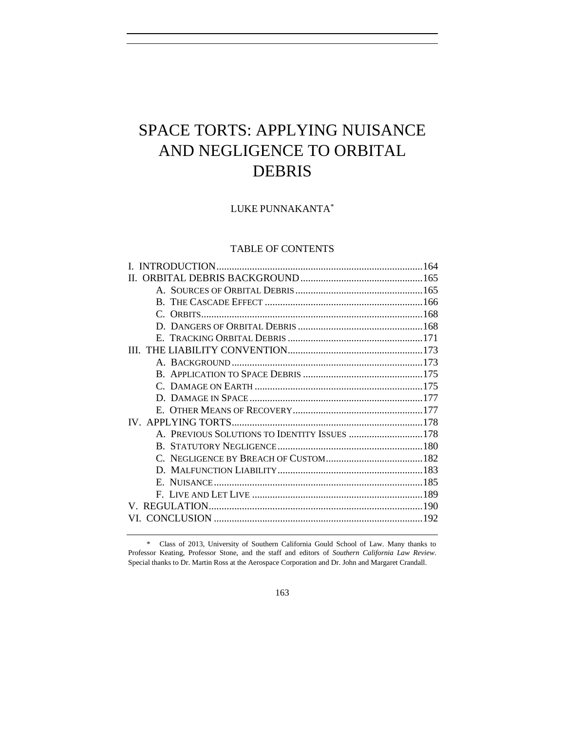# SPACE TORTS: APPLYING NUISANCE AND NEGLIGENCE TO ORBITAL DEBRIS

LUKE PUNNAKANTA*

## TABLE OF CONTENTS

I. INTRODUCTION ........ 164
II. ORBITAL DEBRIS BACKGROUND ........ 165
  A. SOURCES OF ORBITAL DEBRIS ........ 165
  B. THE CASCADE EFFECT ........ 166
  C. ORBITS ........ 168
  D. DANGERS OF ORBITAL DEBRIS ........ 168
  E. TRACKING ORBITAL DEBRIS ........ 171
III. THE LIABILITY CONVENTION ........ 173
  A. BACKGROUND ........ 173
  B. APPLICATION TO SPACE DEBRIS ........ 175
  C. DAMAGE ON EARTH ........ 175
  D. DAMAGE IN SPACE ........ 177
  E. OTHER MEANS OF RECOVERY ........ 177
IV. APPLYING TORTS ........ 178
  A. PREVIOUS SOLUTIONS TO IDENTITY ISSUES ........ 178
  B. STATUTORY NEGLIGENCE ........ 180
  C. NEGLIGENCE BY BREACH OF CUSTOM ........ 182
  D. MALFUNCTION LIABILITY ........ 183
  E. NUISANCE ........ 185
  F. LIVE AND LET LIVE ........ 189
V. REGULATION ........ 190
VI. CONCLUSION ........ 192

\* Class of 2013, University of Southern California Gould School of Law. Many thanks to Professor Keating, Professor Stone, and the staff and editors of *Southern California Law Review*. Special thanks to Dr. Martin Ross at the Aerospace Corporation and Dr. John and Margaret Crandall.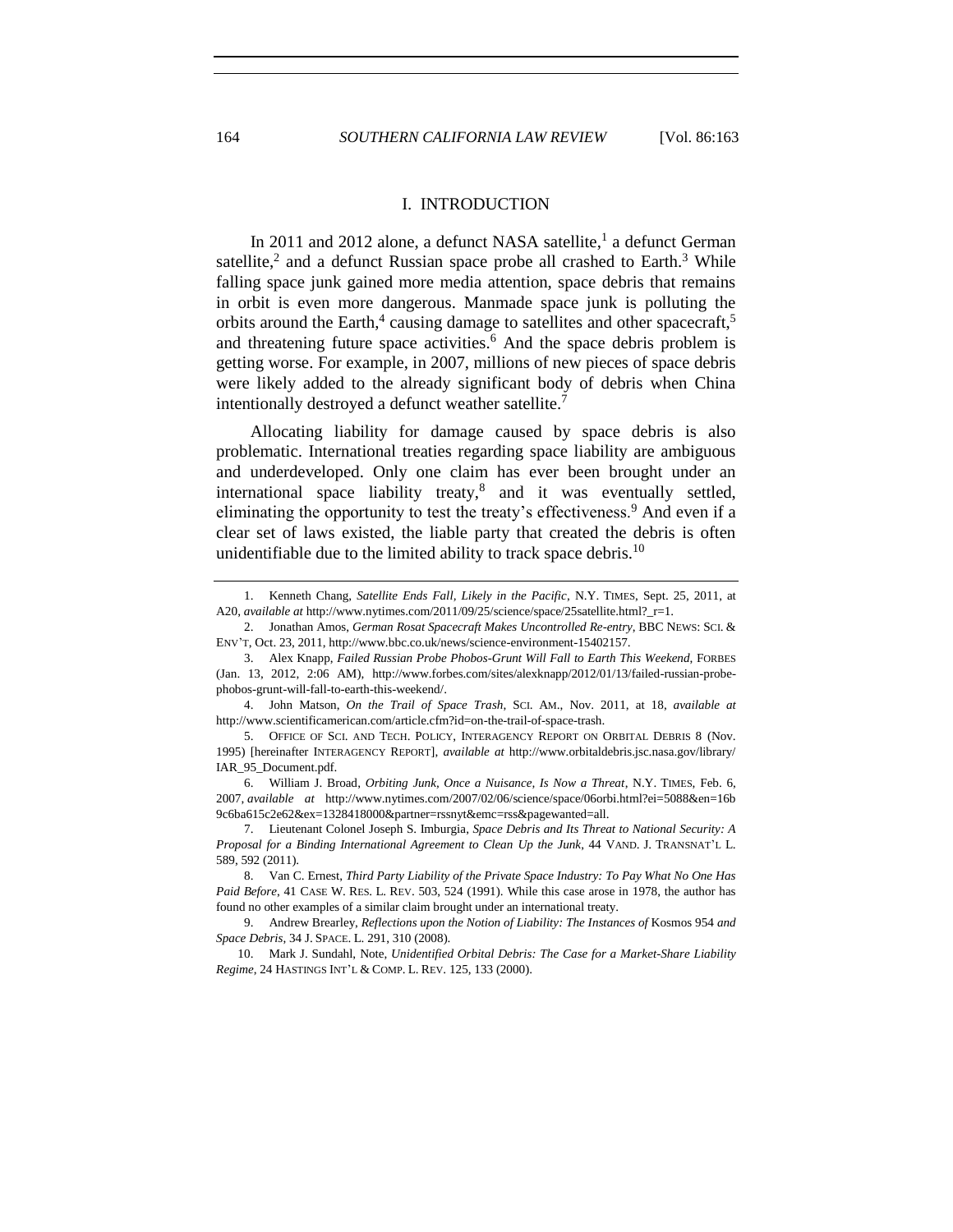## I. INTRODUCTION

In 2011 and 2012 alone, a defunct NASA satellite,[1] a defunct German satellite,[2] and a defunct Russian space probe all crashed to Earth.[3] While falling space junk gained more media attention, space debris that remains in orbit is even more dangerous. Manmade space junk is polluting the orbits around the Earth,[4] causing damage to satellites and other spacecraft,[5] and threatening future space activities.[6] And the space debris problem is getting worse. For example, in 2007, millions of new pieces of space debris were likely added to the already significant body of debris when China intentionally destroyed a defunct weather satellite.[7]

Allocating liability for damage caused by space debris is also problematic. International treaties regarding space liability are ambiguous and underdeveloped. Only one claim has ever been brought under an international space liability treaty,[8] and it was eventually settled, eliminating the opportunity to test the treaty's effectiveness.[9] And even if a clear set of laws existed, the liable party that created the debris is often unidentifiable due to the limited ability to track space debris.[10]

---

1. Kenneth Chang, *Satellite Ends Fall, Likely in the Pacific*, N.Y. TIMES, Sept. 25, 2011, at A20, *available at* http://www.nytimes.com/2011/09/25/science/space/25satellite.html?_r=1.

2. Jonathan Amos, *German Rosat Spacecraft Makes Uncontrolled Re-entry*, BBC NEWS: SCI. & ENV'T, Oct. 23, 2011, http://www.bbc.co.uk/news/science-environment-15402157.

3. Alex Knapp, *Failed Russian Probe Phobos-Grunt Will Fall to Earth This Weekend*, FORBES (Jan. 13, 2012, 2:06 AM), http://www.forbes.com/sites/alexknapp/2012/01/13/failed-russian-probe-phobos-grunt-will-fall-to-earth-this-weekend/.

4. John Matson, *On the Trail of Space Trash*, SCI. AM., Nov. 2011, at 18, *available at* http://www.scientificamerican.com/article.cfm?id=on-the-trail-of-space-trash.

5. OFFICE OF SCI. AND TECH. POLICY, INTERAGENCY REPORT ON ORBITAL DEBRIS 8 (Nov. 1995) [hereinafter INTERAGENCY REPORT], *available at* http://www.orbitaldebris.jsc.nasa.gov/library/IAR_95_Document.pdf.

6. William J. Broad, *Orbiting Junk, Once a Nuisance, Is Now a Threat*, N.Y. TIMES, Feb. 6, 2007, *available at* http://www.nytimes.com/2007/02/06/science/space/06orbi.html?ei=5088&en=16b9c6ba615c2e62&ex=1328418000&partner=rssnyt&emc=rss&pagewanted=all.

7. Lieutenant Colonel Joseph S. Imburgia, *Space Debris and Its Threat to National Security: A Proposal for a Binding International Agreement to Clean Up the Junk*, 44 VAND. J. TRANSNAT'L L. 589, 592 (2011).

8. Van C. Ernest, *Third Party Liability of the Private Space Industry: To Pay What No One Has Paid Before*, 41 CASE W. RES. L. REV. 503, 524 (1991). While this case arose in 1978, the author has found no other examples of a similar claim brought under an international treaty.

9. Andrew Brearley, *Reflections upon the Notion of Liability: The Instances of* Kosmos 954 *and Space Debris*, 34 J. SPACE. L. 291, 310 (2008).

10. Mark J. Sundahl, Note, *Unidentified Orbital Debris: The Case for a Market-Share Liability Regime*, 24 HASTINGS INT'L & COMP. L. REV. 125, 133 (2000).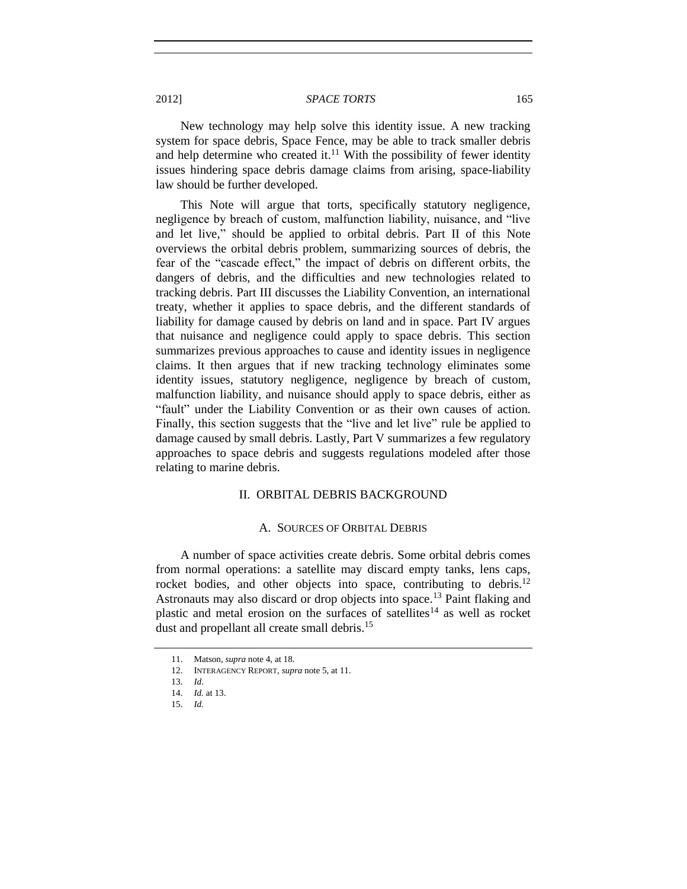New technology may help solve this identity issue. A new tracking system for space debris, Space Fence, may be able to track smaller debris and help determine who created it.[11] With the possibility of fewer identity issues hindering space debris damage claims from arising, space-liability law should be further developed.

This Note will argue that torts, specifically statutory negligence, negligence by breach of custom, malfunction liability, nuisance, and "live and let live," should be applied to orbital debris. Part II of this Note overviews the orbital debris problem, summarizing sources of debris, the fear of the "cascade effect," the impact of debris on different orbits, the dangers of debris, and the difficulties and new technologies related to tracking debris. Part III discusses the Liability Convention, an international treaty, whether it applies to space debris, and the different standards of liability for damage caused by debris on land and in space. Part IV argues that nuisance and negligence could apply to space debris. This section summarizes previous approaches to cause and identity issues in negligence claims. It then argues that if new tracking technology eliminates some identity issues, statutory negligence, negligence by breach of custom, malfunction liability, and nuisance should apply to space debris, either as "fault" under the Liability Convention or as their own causes of action. Finally, this section suggests that the "live and let live" rule be applied to damage caused by small debris. Lastly, Part V summarizes a few regulatory approaches to space debris and suggests regulations modeled after those relating to marine debris.

## II. ORBITAL DEBRIS BACKGROUND

### A. SOURCES OF ORBITAL DEBRIS

A number of space activities create debris. Some orbital debris comes from normal operations: a satellite may discard empty tanks, lens caps, rocket bodies, and other objects into space, contributing to debris.[12] Astronauts may also discard or drop objects into space.[13] Paint flaking and plastic and metal erosion on the surfaces of satellites[14] as well as rocket dust and propellant all create small debris.[15]

---

11. Matson, *supra* note 4, at 18.

12. INTERAGENCY REPORT, *supra* note 5, at 11.

13. *Id*.

14. *Id.* at 13.

15. *Id.*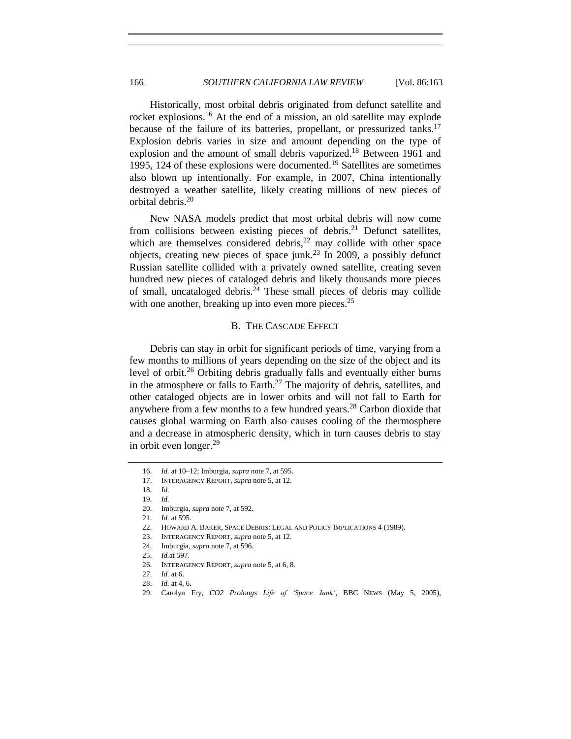Historically, most orbital debris originated from defunct satellite and rocket explosions.[16] At the end of a mission, an old satellite may explode because of the failure of its batteries, propellant, or pressurized tanks.[17] Explosion debris varies in size and amount depending on the type of explosion and the amount of small debris vaporized.[18] Between 1961 and 1995, 124 of these explosions were documented.[19] Satellites are sometimes also blown up intentionally. For example, in 2007, China intentionally destroyed a weather satellite, likely creating millions of new pieces of orbital debris.[20]

New NASA models predict that most orbital debris will now come from collisions between existing pieces of debris.[21] Defunct satellites, which are themselves considered debris,[22] may collide with other space objects, creating new pieces of space junk.[23] In 2009, a possibly defunct Russian satellite collided with a privately owned satellite, creating seven hundred new pieces of cataloged debris and likely thousands more pieces of small, uncataloged debris.[24] These small pieces of debris may collide with one another, breaking up into even more pieces.[25]

### B. The Cascade Effect

Debris can stay in orbit for significant periods of time, varying from a few months to millions of years depending on the size of the object and its level of orbit.[26] Orbiting debris gradually falls and eventually either burns in the atmosphere or falls to Earth.[27] The majority of debris, satellites, and other cataloged objects are in lower orbits and will not fall to Earth for anywhere from a few months to a few hundred years.[28] Carbon dioxide that causes global warming on Earth also causes cooling of the thermosphere and a decrease in atmospheric density, which in turn causes debris to stay in orbit even longer.[29]

---

16. *Id.* at 10–12; Imburgia, *supra* note 7, at 595.
17. INTERAGENCY REPORT, *supra* note 5, at 12.
18. *Id.*
19. *Id.*
20. Imburgia, *supra* note 7, at 592.
21. *Id.* at 595.
22. HOWARD A. BAKER, SPACE DEBRIS: LEGAL AND POLICY IMPLICATIONS 4 (1989).
23. INTERAGENCY REPORT, *supra* note 5, at 12.
24. Imburgia, *supra* note 7, at 596.
25. *Id.*at 597.
26. INTERAGENCY REPORT, *supra* note 5, at 6, 8.
27. *Id.* at 6.
28. *Id.* at 4, 6.
29. Carolyn Fry, *CO2 Prolongs Life of 'Space Junk'*, BBC NEWS (May 5, 2005),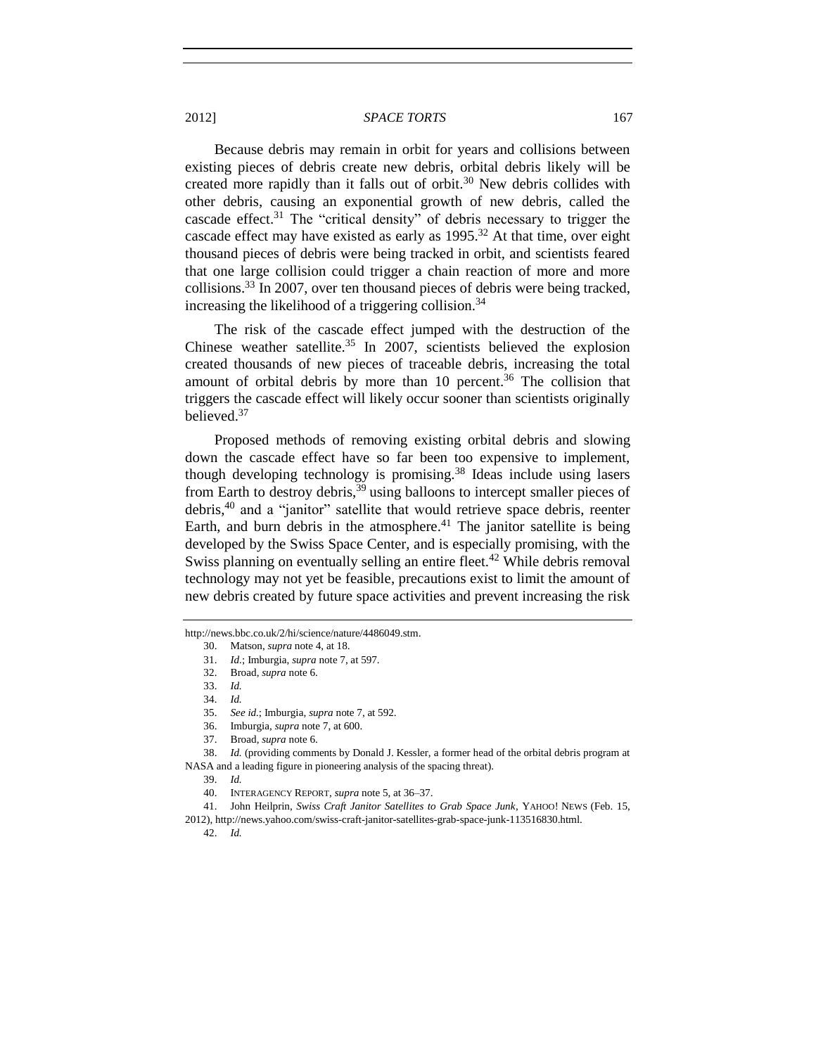Because debris may remain in orbit for years and collisions between existing pieces of debris create new debris, orbital debris likely will be created more rapidly than it falls out of orbit.[30] New debris collides with other debris, causing an exponential growth of new debris, called the cascade effect.[31] The "critical density" of debris necessary to trigger the cascade effect may have existed as early as 1995.[32] At that time, over eight thousand pieces of debris were being tracked in orbit, and scientists feared that one large collision could trigger a chain reaction of more and more collisions.[33] In 2007, over ten thousand pieces of debris were being tracked, increasing the likelihood of a triggering collision.[34]

The risk of the cascade effect jumped with the destruction of the Chinese weather satellite.[35] In 2007, scientists believed the explosion created thousands of new pieces of traceable debris, increasing the total amount of orbital debris by more than 10 percent.[36] The collision that triggers the cascade effect will likely occur sooner than scientists originally believed.[37]

Proposed methods of removing existing orbital debris and slowing down the cascade effect have so far been too expensive to implement, though developing technology is promising.[38] Ideas include using lasers from Earth to destroy debris,[39] using balloons to intercept smaller pieces of debris,[40] and a "janitor" satellite that would retrieve space debris, reenter Earth, and burn debris in the atmosphere.[41] The janitor satellite is being developed by the Swiss Space Center, and is especially promising, with the Swiss planning on eventually selling an entire fleet.[42] While debris removal technology may not yet be feasible, precautions exist to limit the amount of new debris created by future space activities and prevent increasing the risk

---

http://news.bbc.co.uk/2/hi/science/nature/4486049.stm.

30. Matson, *supra* note 4, at 18.
31. *Id.*; Imburgia, *supra* note 7, at 597.
32. Broad, *supra* note 6.
33. *Id.*
34. *Id.*
35. *See id.*; Imburgia, *supra* note 7, at 592.
36. Imburgia, *supra* note 7, at 600.
37. Broad, *supra* note 6.
38. *Id.* (providing comments by Donald J. Kessler, a former head of the orbital debris program at NASA and a leading figure in pioneering analysis of the spacing threat).
39. *Id.*
40. INTERAGENCY REPORT, *supra* note 5, at 36–37.
41. John Heilprin, *Swiss Craft Janitor Satellites to Grab Space Junk*, YAHOO! NEWS (Feb. 15, 2012), http://news.yahoo.com/swiss-craft-janitor-satellites-grab-space-junk-113516830.html.
42. *Id.*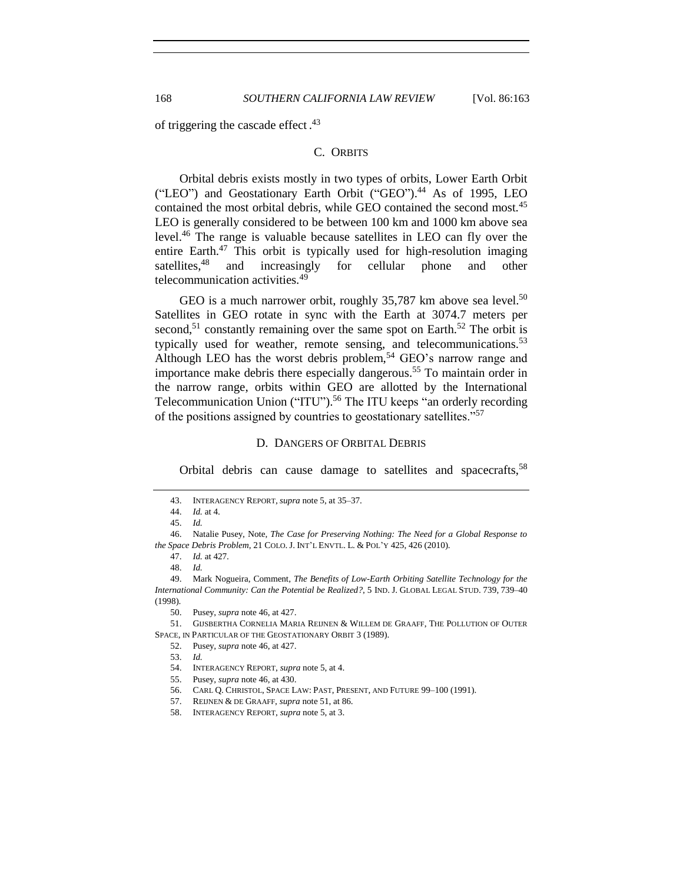of triggering the cascade effect .[43]

### C. ORBITS

Orbital debris exists mostly in two types of orbits, Lower Earth Orbit ("LEO") and Geostationary Earth Orbit ("GEO").[44] As of 1995, LEO contained the most orbital debris, while GEO contained the second most.[45] LEO is generally considered to be between 100 km and 1000 km above sea level.[46] The range is valuable because satellites in LEO can fly over the entire Earth.[47] This orbit is typically used for high-resolution imaging satellites,[48] and increasingly for cellular phone and other telecommunication activities.[49]

GEO is a much narrower orbit, roughly 35,787 km above sea level.[50] Satellites in GEO rotate in sync with the Earth at 3074.7 meters per second,[51] constantly remaining over the same spot on Earth.[52] The orbit is typically used for weather, remote sensing, and telecommunications.[53] Although LEO has the worst debris problem,[54] GEO's narrow range and importance make debris there especially dangerous.[55] To maintain order in the narrow range, orbits within GEO are allotted by the International Telecommunication Union ("ITU").[56] The ITU keeps "an orderly recording of the positions assigned by countries to geostationary satellites."[57]

### D. DANGERS OF ORBITAL DEBRIS

Orbital debris can cause damage to satellites and spacecrafts,[58]

---

43. INTERAGENCY REPORT, *supra* note 5, at 35–37.

44. *Id.* at 4.

45. *Id.*

46. Natalie Pusey, Note, *The Case for Preserving Nothing: The Need for a Global Response to the Space Debris Problem*, 21 COLO. J. INT'L ENVTL. L. & POL'Y 425, 426 (2010).

47. *Id.* at 427.

48. *Id.*

49. Mark Nogueira, Comment, *The Benefits of Low-Earth Orbiting Satellite Technology for the International Community: Can the Potential be Realized?*, 5 IND. J. GLOBAL LEGAL STUD. 739, 739–40 (1998).

50. Pusey, *supra* note 46, at 427.

51. GIJSBERTHA CORNELIA MARIA REIJNEN & WILLEM DE GRAAFF, THE POLLUTION OF OUTER SPACE, IN PARTICULAR OF THE GEOSTATIONARY ORBIT 3 (1989).

52. Pusey, *supra* note 46, at 427.

53. *Id.*

54. INTERAGENCY REPORT, *supra* note 5, at 4.

55. Pusey, *supra* note 46, at 430.

56. CARL Q. CHRISTOL, SPACE LAW: PAST, PRESENT, AND FUTURE 99–100 (1991).

57. REIJNEN & DE GRAAFF, *supra* note 51, at 86.

58. INTERAGENCY REPORT, *supra* note 5, at 3.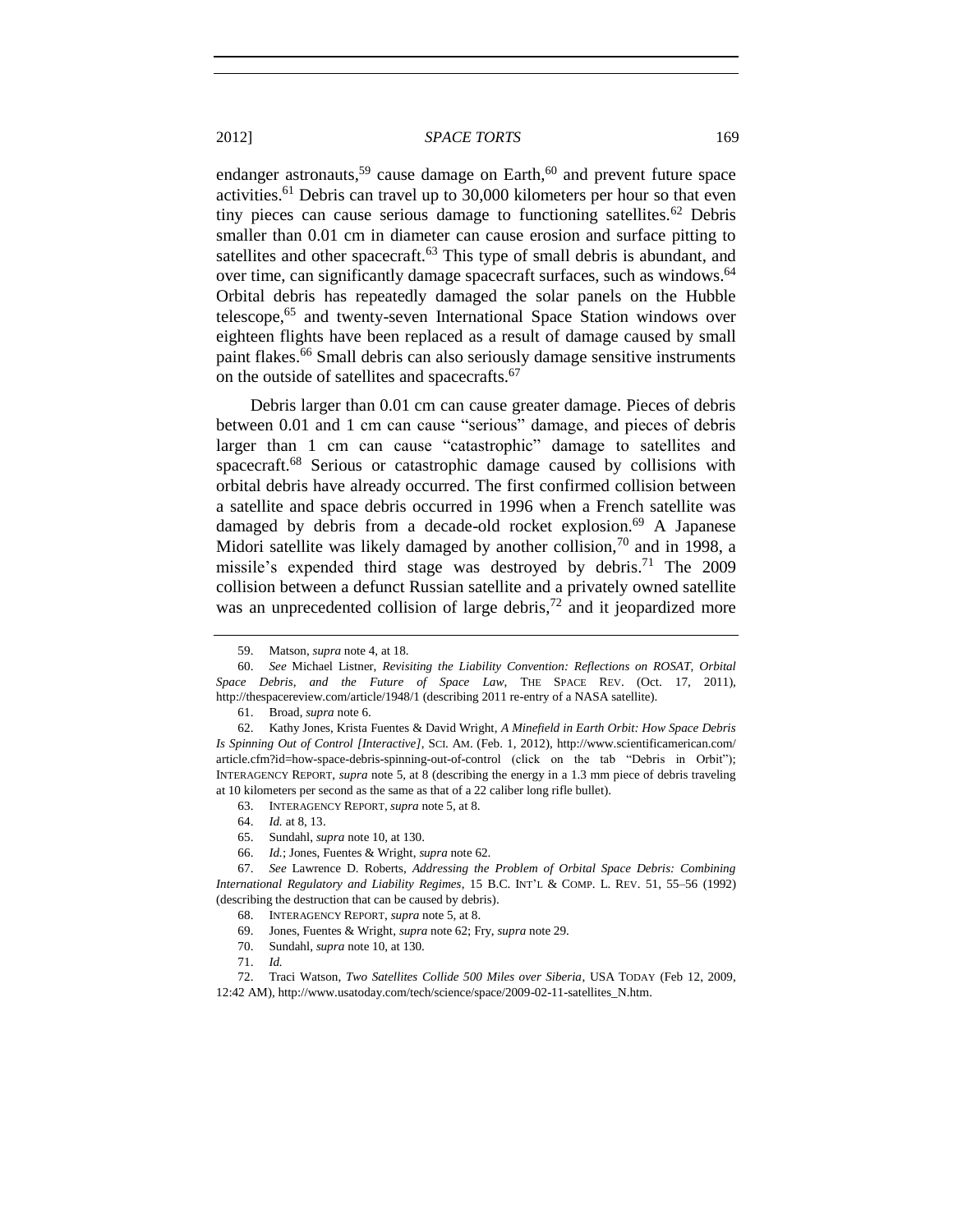endanger astronauts,[59] cause damage on Earth,[60] and prevent future space activities.[61] Debris can travel up to 30,000 kilometers per hour so that even tiny pieces can cause serious damage to functioning satellites.[62] Debris smaller than 0.01 cm in diameter can cause erosion and surface pitting to satellites and other spacecraft.[63] This type of small debris is abundant, and over time, can significantly damage spacecraft surfaces, such as windows.[64] Orbital debris has repeatedly damaged the solar panels on the Hubble telescope,[65] and twenty-seven International Space Station windows over eighteen flights have been replaced as a result of damage caused by small paint flakes.[66] Small debris can also seriously damage sensitive instruments on the outside of satellites and spacecrafts.[67]

Debris larger than 0.01 cm can cause greater damage. Pieces of debris between 0.01 and 1 cm can cause "serious" damage, and pieces of debris larger than 1 cm can cause "catastrophic" damage to satellites and spacecraft.[68] Serious or catastrophic damage caused by collisions with orbital debris have already occurred. The first confirmed collision between a satellite and space debris occurred in 1996 when a French satellite was damaged by debris from a decade-old rocket explosion.[69] A Japanese Midori satellite was likely damaged by another collision,[70] and in 1998, a missile's expended third stage was destroyed by debris.[71] The 2009 collision between a defunct Russian satellite and a privately owned satellite was an unprecedented collision of large debris,[72] and it jeopardized more

---

59. Matson, *supra* note 4, at 18.

60. *See* Michael Listner, *Revisiting the Liability Convention: Reflections on ROSAT, Orbital Space Debris, and the Future of Space Law*, THE SPACE REV. (Oct. 17, 2011), http://thespacereview.com/article/1948/1 (describing 2011 re-entry of a NASA satellite).

61. Broad, *supra* note 6.

62. Kathy Jones, Krista Fuentes & David Wright, *A Minefield in Earth Orbit: How Space Debris Is Spinning Out of Control [Interactive]*, SCI. AM. (Feb. 1, 2012), http://www.scientificamerican.com/article.cfm?id=how-space-debris-spinning-out-of-control (click on the tab "Debris in Orbit"); INTERAGENCY REPORT, *supra* note 5, at 8 (describing the energy in a 1.3 mm piece of debris traveling at 10 kilometers per second as the same as that of a 22 caliber long rifle bullet).

63. INTERAGENCY REPORT, *supra* note 5, at 8.

64. *Id.* at 8, 13.

65. Sundahl, *supra* note 10, at 130.

66. *Id.*; Jones, Fuentes & Wright, *supra* note 62.

67. *See* Lawrence D. Roberts, *Addressing the Problem of Orbital Space Debris: Combining International Regulatory and Liability Regimes*, 15 B.C. INT'L & COMP. L. REV. 51, 55–56 (1992) (describing the destruction that can be caused by debris).

68. INTERAGENCY REPORT, *supra* note 5, at 8.

69. Jones, Fuentes & Wright, *supra* note 62; Fry, *supra* note 29.

70. Sundahl, *supra* note 10, at 130.

71. *Id.*

72. Traci Watson, *Two Satellites Collide 500 Miles over Siberia*, USA TODAY (Feb 12, 2009, 12:42 AM), http://www.usatoday.com/tech/science/space/2009-02-11-satellites_N.htm.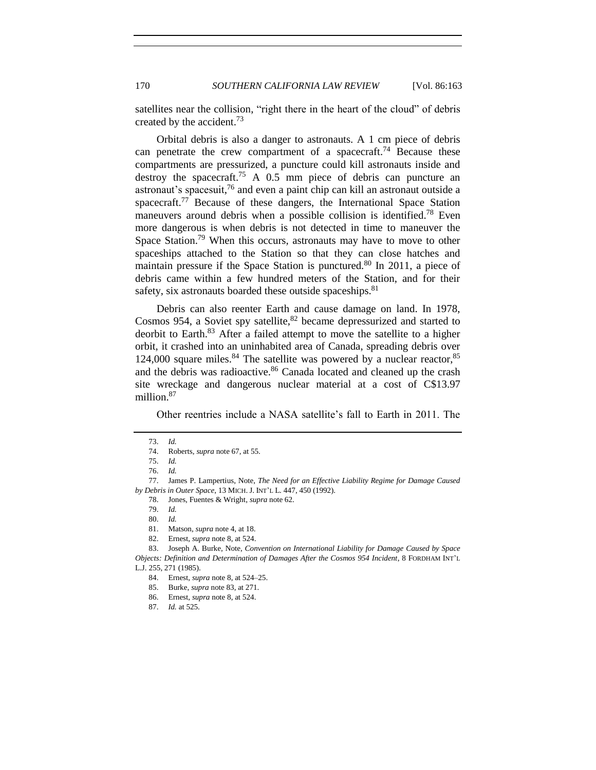satellites near the collision, "right there in the heart of the cloud" of debris created by the accident.[73]

Orbital debris is also a danger to astronauts. A 1 cm piece of debris can penetrate the crew compartment of a spacecraft.[74] Because these compartments are pressurized, a puncture could kill astronauts inside and destroy the spacecraft.[75] A 0.5 mm piece of debris can puncture an astronaut's spacesuit,[76] and even a paint chip can kill an astronaut outside a spacecraft.[77] Because of these dangers, the International Space Station maneuvers around debris when a possible collision is identified.[78] Even more dangerous is when debris is not detected in time to maneuver the Space Station.[79] When this occurs, astronauts may have to move to other spaceships attached to the Station so that they can close hatches and maintain pressure if the Space Station is punctured.[80] In 2011, a piece of debris came within a few hundred meters of the Station, and for their safety, six astronauts boarded these outside spaceships.[81]

Debris can also reenter Earth and cause damage on land. In 1978, Cosmos 954, a Soviet spy satellite,[82] became depressurized and started to deorbit to Earth.[83] After a failed attempt to move the satellite to a higher orbit, it crashed into an uninhabited area of Canada, spreading debris over 124,000 square miles.[84] The satellite was powered by a nuclear reactor,[85] and the debris was radioactive.[86] Canada located and cleaned up the crash site wreckage and dangerous nuclear material at a cost of C$13.97 million.[87]

Other reentries include a NASA satellite's fall to Earth in 2011. The

---

73. *Id.*

74. Roberts, *supra* note 67, at 55.

75. *Id.*

76. *Id.*

77. James P. Lampertius, Note, *The Need for an Effective Liability Regime for Damage Caused by Debris in Outer Space*, 13 MICH. J. INT'L L. 447, 450 (1992).

78. Jones, Fuentes & Wright, *supra* note 62.

79. *Id.*

80. *Id.*

81. Matson, *supra* note 4, at 18.

82. Ernest, *supra* note 8, at 524.

83. Joseph A. Burke, Note, *Convention on International Liability for Damage Caused by Space Objects: Definition and Determination of Damages After the Cosmos 954 Incident*, 8 FORDHAM INT'L L.J. 255, 271 (1985).

84. Ernest, *supra* note 8, at 524–25.

85. Burke, *supra* note 83, at 271.

86. Ernest, *supra* note 8, at 524.

87. *Id.* at 525.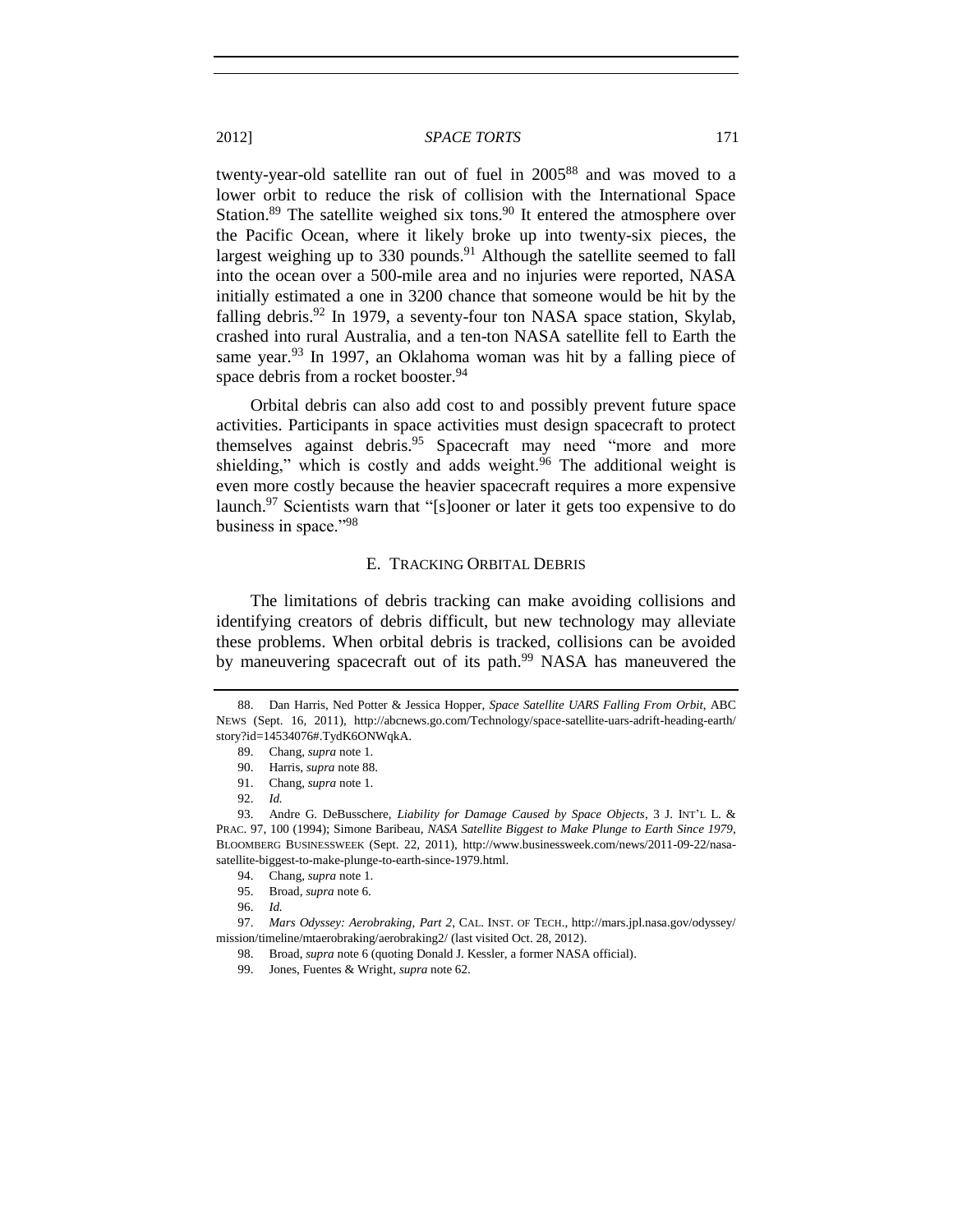twenty-year-old satellite ran out of fuel in 2005[88] and was moved to a lower orbit to reduce the risk of collision with the International Space Station.[89] The satellite weighed six tons.[90] It entered the atmosphere over the Pacific Ocean, where it likely broke up into twenty-six pieces, the largest weighing up to 330 pounds.[91] Although the satellite seemed to fall into the ocean over a 500-mile area and no injuries were reported, NASA initially estimated a one in 3200 chance that someone would be hit by the falling debris.[92] In 1979, a seventy-four ton NASA space station, Skylab, crashed into rural Australia, and a ten-ton NASA satellite fell to Earth the same year.[93] In 1997, an Oklahoma woman was hit by a falling piece of space debris from a rocket booster.[94]

Orbital debris can also add cost to and possibly prevent future space activities. Participants in space activities must design spacecraft to protect themselves against debris.[95] Spacecraft may need "more and more shielding," which is costly and adds weight.[96] The additional weight is even more costly because the heavier spacecraft requires a more expensive launch.[97] Scientists warn that "[s]ooner or later it gets too expensive to do business in space."[98]

### E. TRACKING ORBITAL DEBRIS

The limitations of debris tracking can make avoiding collisions and identifying creators of debris difficult, but new technology may alleviate these problems. When orbital debris is tracked, collisions can be avoided by maneuvering spacecraft out of its path.[99] NASA has maneuvered the

---

88. Dan Harris, Ned Potter & Jessica Hopper, *Space Satellite UARS Falling From Orbit*, ABC NEWS (Sept. 16, 2011), http://abcnews.go.com/Technology/space-satellite-uars-adrift-heading-earth/story?id=14534076#.TydK6ONWqkA.

89. Chang, *supra* note 1.

90. Harris, *supra* note 88.

91. Chang, *supra* note 1.

92. *Id.*

93. Andre G. DeBusschere, *Liability for Damage Caused by Space Objects*, 3 J. INT'L L. & PRAC. 97, 100 (1994); Simone Baribeau, *NASA Satellite Biggest to Make Plunge to Earth Since 1979*, BLOOMBERG BUSINESSWEEK (Sept. 22, 2011), http://www.businessweek.com/news/2011-09-22/nasa-satellite-biggest-to-make-plunge-to-earth-since-1979.html.

94. Chang, *supra* note 1.

95. Broad, *supra* note 6.

96. *Id.*

97. *Mars Odyssey: Aerobraking, Part 2*, CAL. INST. OF TECH., http://mars.jpl.nasa.gov/odyssey/mission/timeline/mtaerobraking/aerobraking2/ (last visited Oct. 28, 2012).

98. Broad, *supra* note 6 (quoting Donald J. Kessler, a former NASA official).

99. Jones, Fuentes & Wright, *supra* note 62.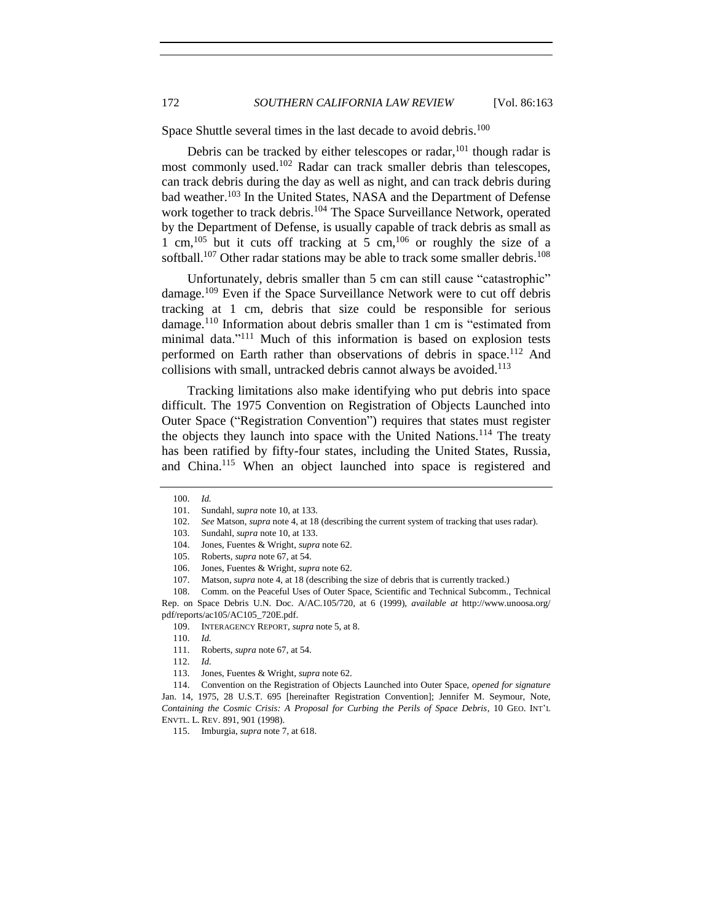Space Shuttle several times in the last decade to avoid debris.[100]

Debris can be tracked by either telescopes or radar,[101] though radar is most commonly used.[102] Radar can track smaller debris than telescopes, can track debris during the day as well as night, and can track debris during bad weather.[103] In the United States, NASA and the Department of Defense work together to track debris.[104] The Space Surveillance Network, operated by the Department of Defense, is usually capable of track debris as small as 1 cm,[105] but it cuts off tracking at 5 cm,[106] or roughly the size of a softball.[107] Other radar stations may be able to track some smaller debris.[108]

Unfortunately, debris smaller than 5 cm can still cause "catastrophic" damage.[109] Even if the Space Surveillance Network were to cut off debris tracking at 1 cm, debris that size could be responsible for serious damage.[110] Information about debris smaller than 1 cm is "estimated from minimal data."[111] Much of this information is based on explosion tests performed on Earth rather than observations of debris in space.[112] And collisions with small, untracked debris cannot always be avoided.[113]

Tracking limitations also make identifying who put debris into space difficult. The 1975 Convention on Registration of Objects Launched into Outer Space ("Registration Convention") requires that states must register the objects they launch into space with the United Nations.[114] The treaty has been ratified by fifty-four states, including the United States, Russia, and China.[115] When an object launched into space is registered and

---

100. *Id.*

101. Sundahl, *supra* note 10, at 133.

102. *See* Matson, *supra* note 4, at 18 (describing the current system of tracking that uses radar).

103. Sundahl, *supra* note 10, at 133.

104. Jones, Fuentes & Wright, *supra* note 62.

105. Roberts, *supra* note 67, at 54.

106. Jones, Fuentes & Wright, *supra* note 62.

107. Matson, *supra* note 4, at 18 (describing the size of debris that is currently tracked.)

108. Comm. on the Peaceful Uses of Outer Space, Scientific and Technical Subcomm., Technical Rep. on Space Debris U.N. Doc. A/AC.105/720, at 6 (1999), *available at* http://www.unoosa.org/pdf/reports/ac105/AC105_720E.pdf.

109. INTERAGENCY REPORT, *supra* note 5, at 8.

110. *Id.*

111. Roberts, *supra* note 67, at 54.

112. *Id.*

113. Jones, Fuentes & Wright, *supra* note 62.

114. Convention on the Registration of Objects Launched into Outer Space, *opened for signature* Jan. 14, 1975, 28 U.S.T. 695 [hereinafter Registration Convention]; Jennifer M. Seymour, Note, *Containing the Cosmic Crisis: A Proposal for Curbing the Perils of Space Debris*, 10 GEO. INT'L ENVTL. L. REV. 891, 901 (1998).

115. Imburgia, *supra* note 7, at 618.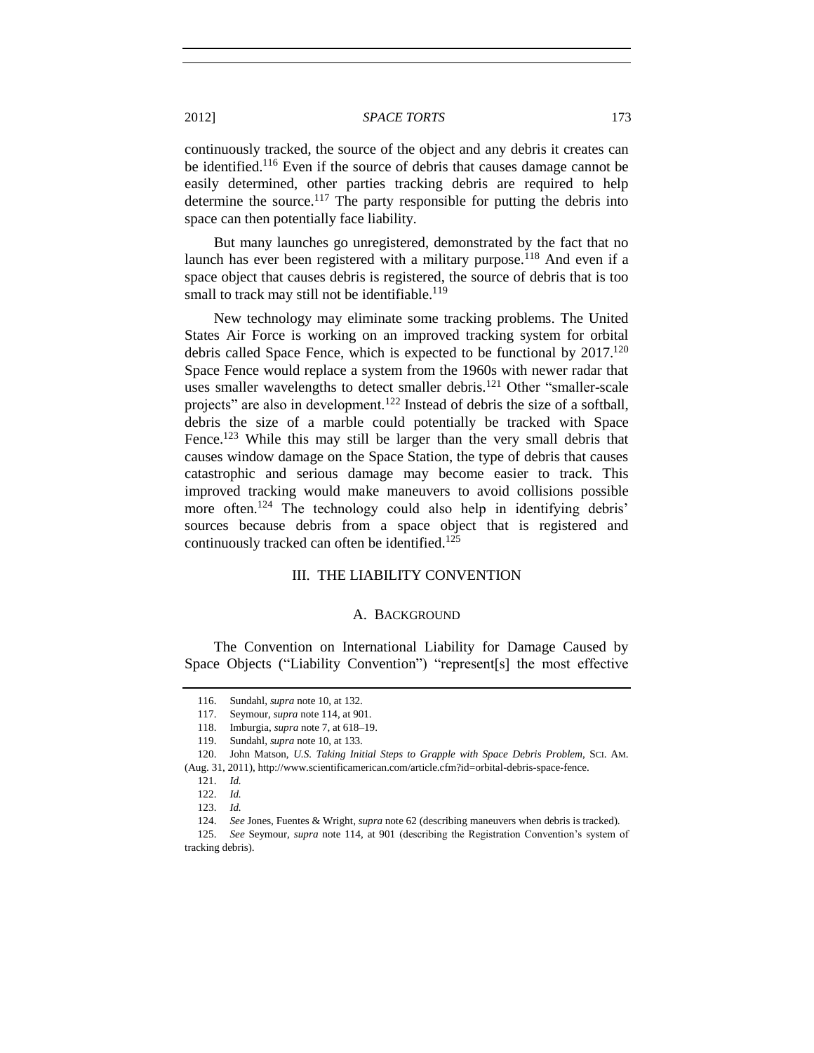continuously tracked, the source of the object and any debris it creates can be identified.[116] Even if the source of debris that causes damage cannot be easily determined, other parties tracking debris are required to help determine the source.[117] The party responsible for putting the debris into space can then potentially face liability.

But many launches go unregistered, demonstrated by the fact that no launch has ever been registered with a military purpose.[118] And even if a space object that causes debris is registered, the source of debris that is too small to track may still not be identifiable.[119]

New technology may eliminate some tracking problems. The United States Air Force is working on an improved tracking system for orbital debris called Space Fence, which is expected to be functional by 2017.[120] Space Fence would replace a system from the 1960s with newer radar that uses smaller wavelengths to detect smaller debris.[121] Other "smaller-scale projects" are also in development.[122] Instead of debris the size of a softball, debris the size of a marble could potentially be tracked with Space Fence.[123] While this may still be larger than the very small debris that causes window damage on the Space Station, the type of debris that causes catastrophic and serious damage may become easier to track. This improved tracking would make maneuvers to avoid collisions possible more often.[124] The technology could also help in identifying debris' sources because debris from a space object that is registered and continuously tracked can often be identified.[125]

## III. THE LIABILITY CONVENTION

### A. BACKGROUND

The Convention on International Liability for Damage Caused by Space Objects ("Liability Convention") "represent[s] the most effective

---

116. Sundahl, *supra* note 10, at 132.

117. Seymour, *supra* note 114, at 901.

118. Imburgia, *supra* note 7, at 618–19.

119. Sundahl, *supra* note 10, at 133.

120. John Matson, *U.S. Taking Initial Steps to Grapple with Space Debris Problem*, SCI. AM. (Aug. 31, 2011), http://www.scientificamerican.com/article.cfm?id=orbital-debris-space-fence.

121. *Id.*

122. *Id.*

123. *Id.*

124. *See* Jones, Fuentes & Wright, *supra* note 62 (describing maneuvers when debris is tracked).

125. *See* Seymour, *supra* note 114, at 901 (describing the Registration Convention's system of tracking debris).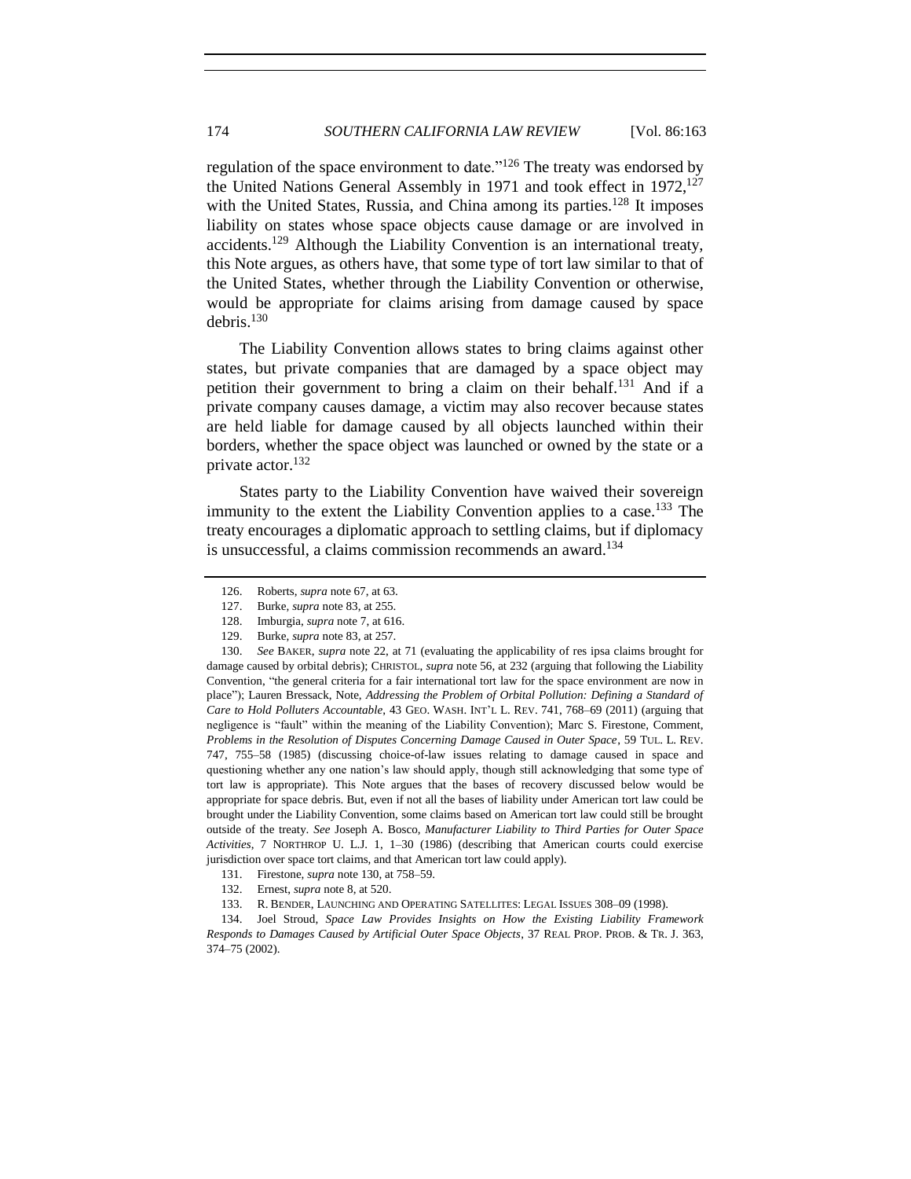regulation of the space environment to date."[126] The treaty was endorsed by the United Nations General Assembly in 1971 and took effect in 1972,[127] with the United States, Russia, and China among its parties.[128] It imposes liability on states whose space objects cause damage or are involved in accidents.[129] Although the Liability Convention is an international treaty, this Note argues, as others have, that some type of tort law similar to that of the United States, whether through the Liability Convention or otherwise, would be appropriate for claims arising from damage caused by space debris.[130]

The Liability Convention allows states to bring claims against other states, but private companies that are damaged by a space object may petition their government to bring a claim on their behalf.[131] And if a private company causes damage, a victim may also recover because states are held liable for damage caused by all objects launched within their borders, whether the space object was launched or owned by the state or a private actor.[132]

States party to the Liability Convention have waived their sovereign immunity to the extent the Liability Convention applies to a case.[133] The treaty encourages a diplomatic approach to settling claims, but if diplomacy is unsuccessful, a claims commission recommends an award.[134]

---

126. Roberts, *supra* note 67, at 63.

127. Burke, *supra* note 83, at 255.

128. Imburgia, *supra* note 7, at 616.

129. Burke, *supra* note 83, at 257.

130. *See* BAKER, *supra* note 22, at 71 (evaluating the applicability of res ipsa claims brought for damage caused by orbital debris); CHRISTOL, *supra* note 56, at 232 (arguing that following the Liability Convention, "the general criteria for a fair international tort law for the space environment are now in place"); Lauren Bressack, Note, *Addressing the Problem of Orbital Pollution: Defining a Standard of Care to Hold Polluters Accountable*, 43 GEO. WASH. INT'L L. REV. 741, 768–69 (2011) (arguing that negligence is "fault" within the meaning of the Liability Convention); Marc S. Firestone, Comment, *Problems in the Resolution of Disputes Concerning Damage Caused in Outer Space*, 59 TUL. L. REV. 747, 755–58 (1985) (discussing choice-of-law issues relating to damage caused in space and questioning whether any one nation's law should apply, though still acknowledging that some type of tort law is appropriate). This Note argues that the bases of recovery discussed below would be appropriate for space debris. But, even if not all the bases of liability under American tort law could be brought under the Liability Convention, some claims based on American tort law could still be brought outside of the treaty. *See* Joseph A. Bosco, *Manufacturer Liability to Third Parties for Outer Space Activities*, 7 NORTHROP U. L.J. 1, 1–30 (1986) (describing that American courts could exercise jurisdiction over space tort claims, and that American tort law could apply).

131. Firestone, *supra* note 130, at 758–59.

132. Ernest, *supra* note 8, at 520.

133. R. BENDER, LAUNCHING AND OPERATING SATELLITES: LEGAL ISSUES 308–09 (1998).

134. Joel Stroud, *Space Law Provides Insights on How the Existing Liability Framework Responds to Damages Caused by Artificial Outer Space Objects*, 37 REAL PROP. PROB. & TR. J. 363, 374–75 (2002).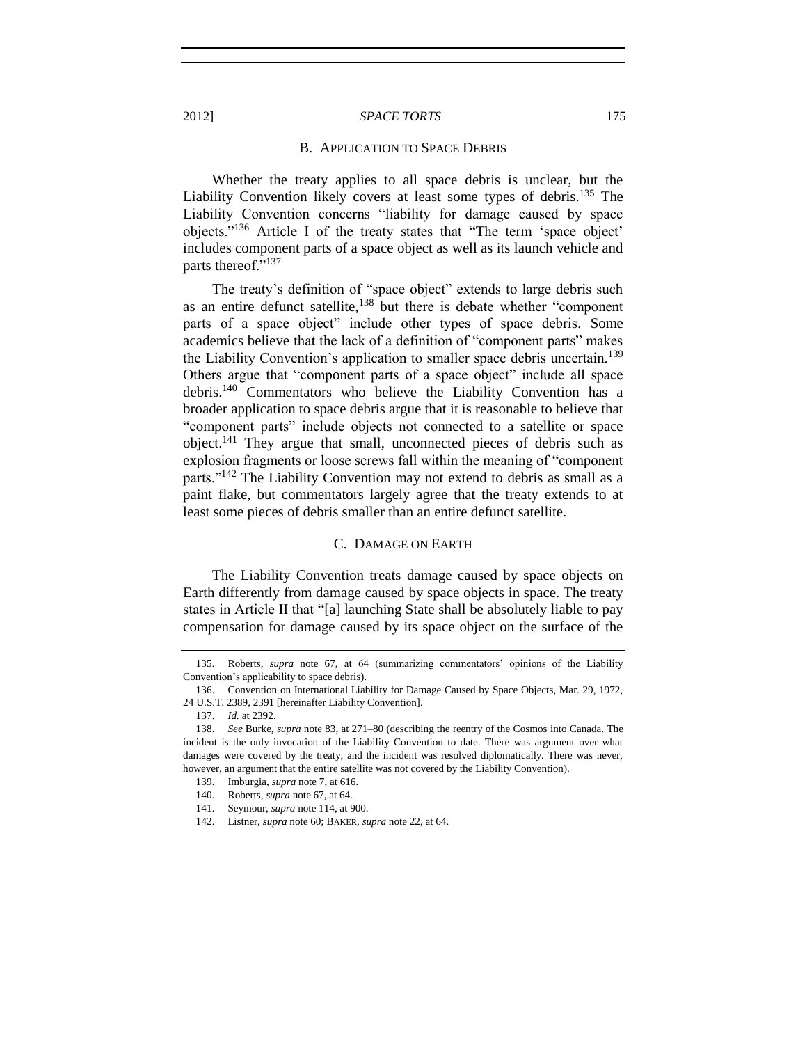### B. Application to Space Debris

Whether the treaty applies to all space debris is unclear, but the Liability Convention likely covers at least some types of debris.[135] The Liability Convention concerns "liability for damage caused by space objects."[136] Article I of the treaty states that "The term 'space object' includes component parts of a space object as well as its launch vehicle and parts thereof."[137]

The treaty's definition of "space object" extends to large debris such as an entire defunct satellite,[138] but there is debate whether "component parts of a space object" include other types of space debris. Some academics believe that the lack of a definition of "component parts" makes the Liability Convention's application to smaller space debris uncertain.[139] Others argue that "component parts of a space object" include all space debris.[140] Commentators who believe the Liability Convention has a broader application to space debris argue that it is reasonable to believe that "component parts" include objects not connected to a satellite or space object.[141] They argue that small, unconnected pieces of debris such as explosion fragments or loose screws fall within the meaning of "component parts."[142] The Liability Convention may not extend to debris as small as a paint flake, but commentators largely agree that the treaty extends to at least some pieces of debris smaller than an entire defunct satellite.

### C. Damage on Earth

The Liability Convention treats damage caused by space objects on Earth differently from damage caused by space objects in space. The treaty states in Article II that "[a] launching State shall be absolutely liable to pay compensation for damage caused by its space object on the surface of the

---

135. Roberts, *supra* note 67, at 64 (summarizing commentators' opinions of the Liability Convention's applicability to space debris).

136. Convention on International Liability for Damage Caused by Space Objects, Mar. 29, 1972, 24 U.S.T. 2389, 2391 [hereinafter Liability Convention].

137. *Id.* at 2392.

138. *See* Burke, *supra* note 83, at 271–80 (describing the reentry of the Cosmos into Canada. The incident is the only invocation of the Liability Convention to date. There was argument over what damages were covered by the treaty, and the incident was resolved diplomatically. There was never, however, an argument that the entire satellite was not covered by the Liability Convention).

139. Imburgia, *supra* note 7, at 616.

140. Roberts, *supra* note 67, at 64.

141. Seymour, *supra* note 114, at 900.

142. Listner, *supra* note 60; BAKER, *supra* note 22, at 64.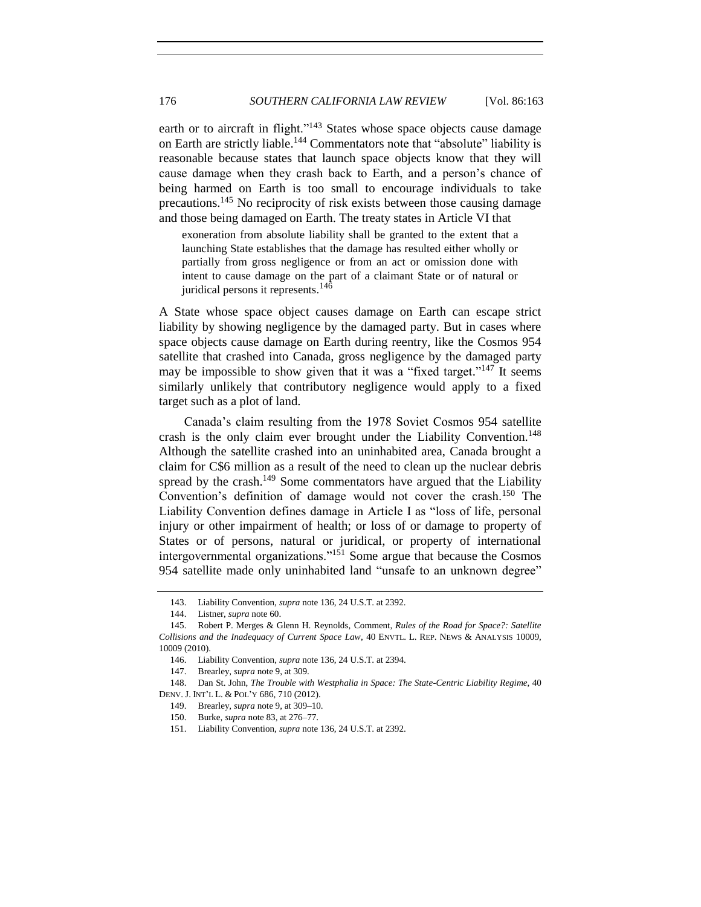earth or to aircraft in flight."[143] States whose space objects cause damage on Earth are strictly liable.[144] Commentators note that "absolute" liability is reasonable because states that launch space objects know that they will cause damage when they crash back to Earth, and a person's chance of being harmed on Earth is too small to encourage individuals to take precautions.[145] No reciprocity of risk exists between those causing damage and those being damaged on Earth. The treaty states in Article VI that

> exoneration from absolute liability shall be granted to the extent that a launching State establishes that the damage has resulted either wholly or partially from gross negligence or from an act or omission done with intent to cause damage on the part of a claimant State or of natural or juridical persons it represents.[146]

A State whose space object causes damage on Earth can escape strict liability by showing negligence by the damaged party. But in cases where space objects cause damage on Earth during reentry, like the Cosmos 954 satellite that crashed into Canada, gross negligence by the damaged party may be impossible to show given that it was a "fixed target."[147] It seems similarly unlikely that contributory negligence would apply to a fixed target such as a plot of land.

Canada's claim resulting from the 1978 Soviet Cosmos 954 satellite crash is the only claim ever brought under the Liability Convention.[148] Although the satellite crashed into an uninhabited area, Canada brought a claim for C$6 million as a result of the need to clean up the nuclear debris spread by the crash.[149] Some commentators have argued that the Liability Convention's definition of damage would not cover the crash.[150] The Liability Convention defines damage in Article I as "loss of life, personal injury or other impairment of health; or loss of or damage to property of States or of persons, natural or juridical, or property of international intergovernmental organizations."[151] Some argue that because the Cosmos 954 satellite made only uninhabited land "unsafe to an unknown degree"

---

143. Liability Convention, *supra* note 136, 24 U.S.T. at 2392.

144. Listner, *supra* note 60.

145. Robert P. Merges & Glenn H. Reynolds, Comment, *Rules of the Road for Space?: Satellite Collisions and the Inadequacy of Current Space Law*, 40 ENVTL. L. REP. NEWS & ANALYSIS 10009, 10009 (2010).

146. Liability Convention, *supra* note 136, 24 U.S.T. at 2394.

147. Brearley, *supra* note 9, at 309.

148. Dan St. John, *The Trouble with Westphalia in Space: The State-Centric Liability Regime*, 40 DENV. J. INT'L L. & POL'Y 686, 710 (2012).

149. Brearley, *supra* note 9, at 309–10.

150. Burke, *supra* note 83, at 276–77.

151. Liability Convention, *supra* note 136, 24 U.S.T. at 2392.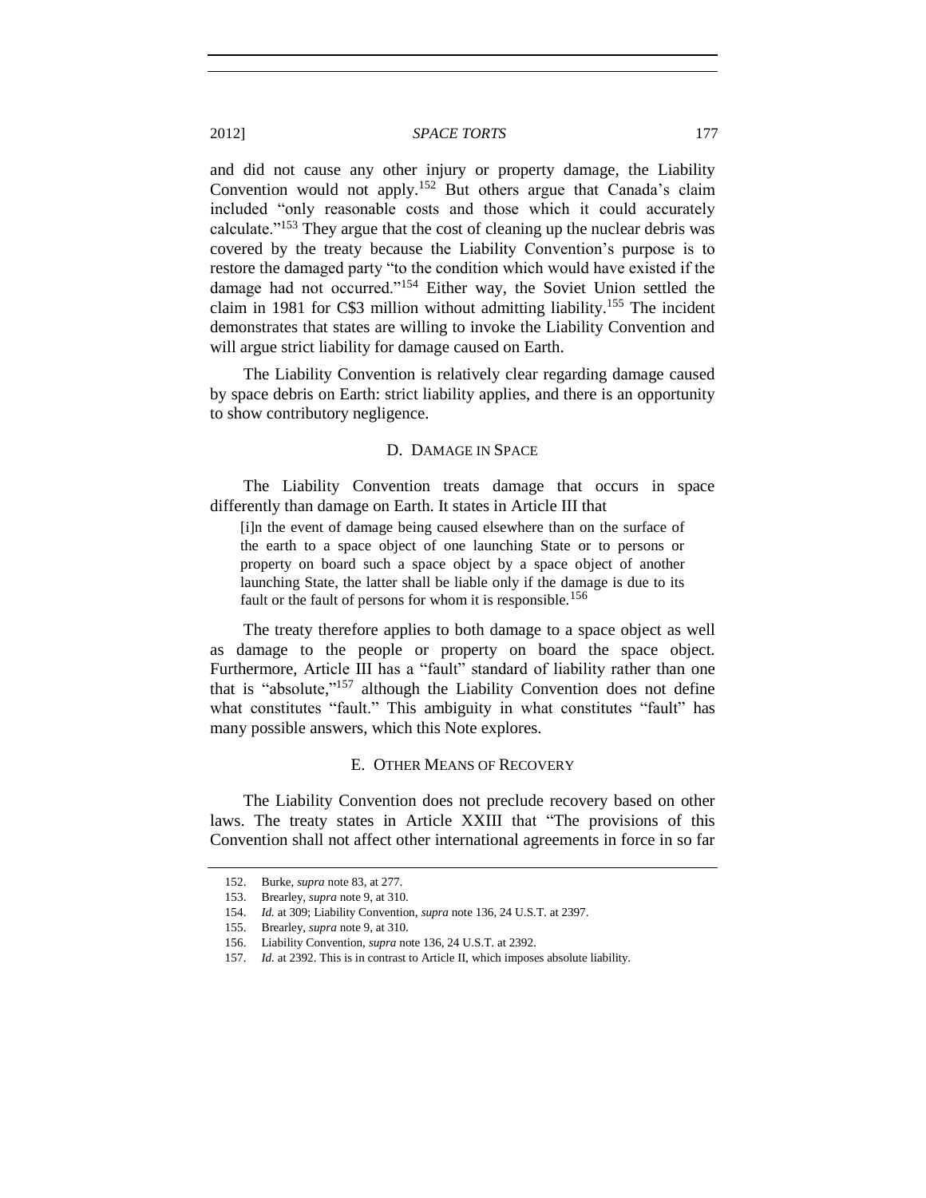and did not cause any other injury or property damage, the Liability Convention would not apply.[152] But others argue that Canada's claim included "only reasonable costs and those which it could accurately calculate."[153] They argue that the cost of cleaning up the nuclear debris was covered by the treaty because the Liability Convention's purpose is to restore the damaged party "to the condition which would have existed if the damage had not occurred."[154] Either way, the Soviet Union settled the claim in 1981 for C$3 million without admitting liability.[155] The incident demonstrates that states are willing to invoke the Liability Convention and will argue strict liability for damage caused on Earth.

The Liability Convention is relatively clear regarding damage caused by space debris on Earth: strict liability applies, and there is an opportunity to show contributory negligence.

### D. Damage in Space

The Liability Convention treats damage that occurs in space differently than damage on Earth. It states in Article III that

> [i]n the event of damage being caused elsewhere than on the surface of the earth to a space object of one launching State or to persons or property on board such a space object by a space object of another launching State, the latter shall be liable only if the damage is due to its fault or the fault of persons for whom it is responsible.[156]

The treaty therefore applies to both damage to a space object as well as damage to the people or property on board the space object. Furthermore, Article III has a "fault" standard of liability rather than one that is "absolute,"[157] although the Liability Convention does not define what constitutes "fault." This ambiguity in what constitutes "fault" has many possible answers, which this Note explores.

### E. Other Means of Recovery

The Liability Convention does not preclude recovery based on other laws. The treaty states in Article XXIII that "The provisions of this Convention shall not affect other international agreements in force in so far

152. Burke, *supra* note 83, at 277.
153. Brearley, *supra* note 9, at 310.
154. *Id.* at 309; Liability Convention, *supra* note 136, 24 U.S.T. at 2397.
155. Brearley, *supra* note 9, at 310.
156. Liability Convention, *supra* note 136, 24 U.S.T. at 2392.
157. *Id.* at 2392. This is in contrast to Article II, which imposes absolute liability.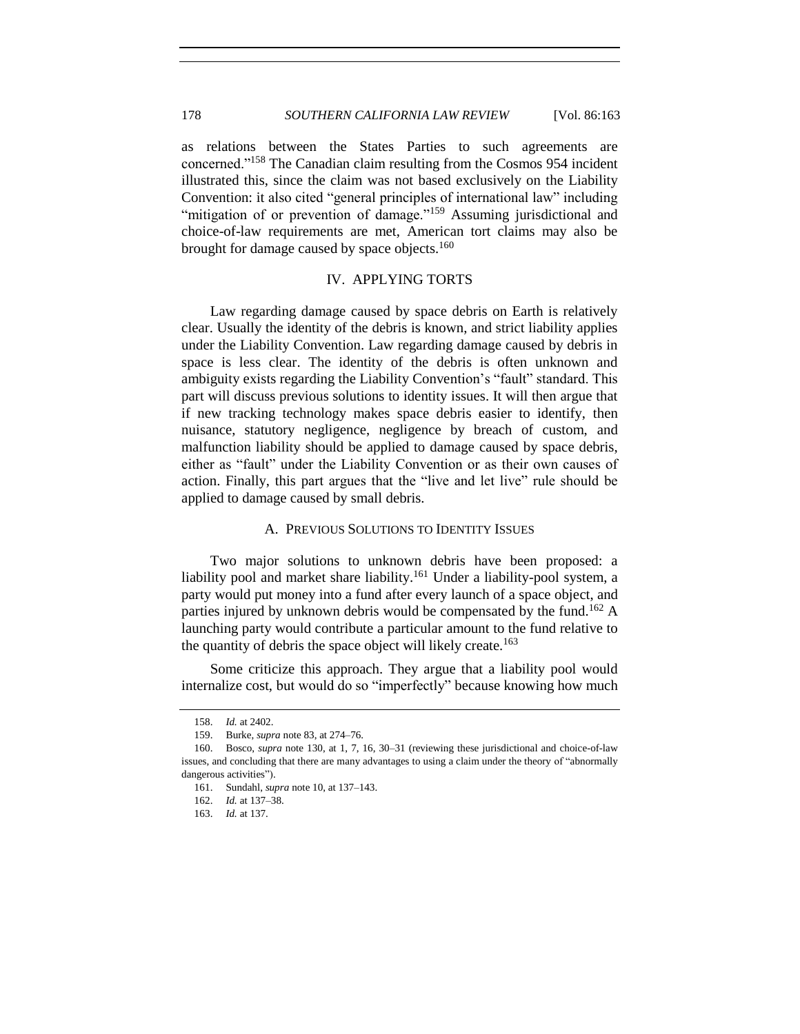as relations between the States Parties to such agreements are concerned."[158] The Canadian claim resulting from the Cosmos 954 incident illustrated this, since the claim was not based exclusively on the Liability Convention: it also cited "general principles of international law" including "mitigation of or prevention of damage."[159] Assuming jurisdictional and choice-of-law requirements are met, American tort claims may also be brought for damage caused by space objects.[160]

## IV. APPLYING TORTS

Law regarding damage caused by space debris on Earth is relatively clear. Usually the identity of the debris is known, and strict liability applies under the Liability Convention. Law regarding damage caused by debris in space is less clear. The identity of the debris is often unknown and ambiguity exists regarding the Liability Convention's "fault" standard. This part will discuss previous solutions to identity issues. It will then argue that if new tracking technology makes space debris easier to identify, then nuisance, statutory negligence, negligence by breach of custom, and malfunction liability should be applied to damage caused by space debris, either as "fault" under the Liability Convention or as their own causes of action. Finally, this part argues that the "live and let live" rule should be applied to damage caused by small debris.

### A. PREVIOUS SOLUTIONS TO IDENTITY ISSUES

Two major solutions to unknown debris have been proposed: a liability pool and market share liability.[161] Under a liability-pool system, a party would put money into a fund after every launch of a space object, and parties injured by unknown debris would be compensated by the fund.[162] A launching party would contribute a particular amount to the fund relative to the quantity of debris the space object will likely create.[163]

Some criticize this approach. They argue that a liability pool would internalize cost, but would do so "imperfectly" because knowing how much

---

158. *Id.* at 2402.

159. Burke, *supra* note 83, at 274–76.

160. Bosco, *supra* note 130, at 1, 7, 16, 30–31 (reviewing these jurisdictional and choice-of-law issues, and concluding that there are many advantages to using a claim under the theory of "abnormally dangerous activities").

161. Sundahl, *supra* note 10, at 137–143.

162. *Id.* at 137–38.

163. *Id.* at 137.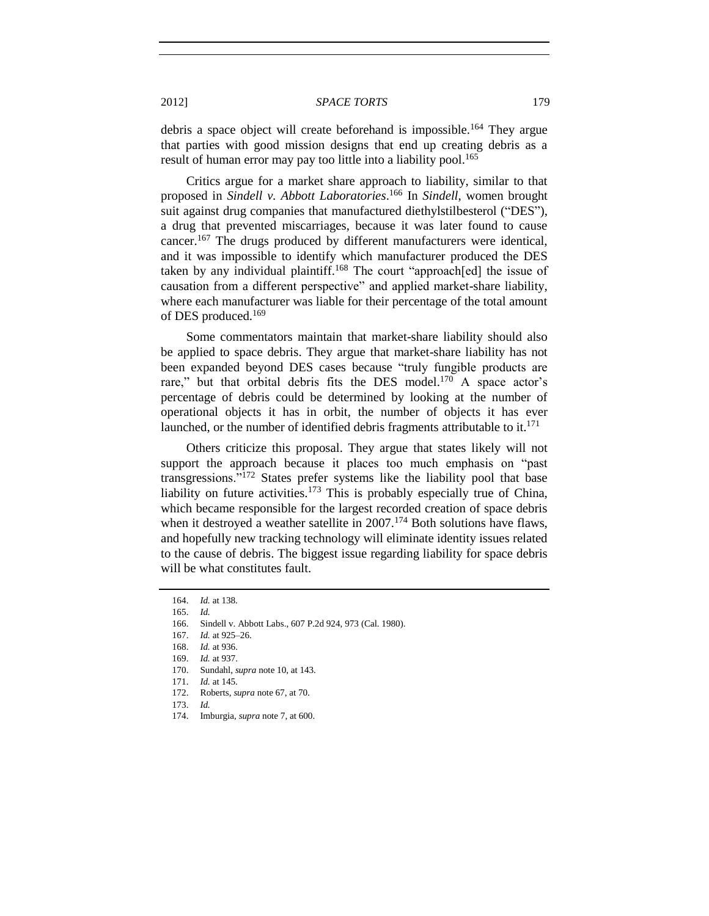debris a space object will create beforehand is impossible.[164] They argue that parties with good mission designs that end up creating debris as a result of human error may pay too little into a liability pool.[165]

Critics argue for a market share approach to liability, similar to that proposed in *Sindell v. Abbott Laboratories*.[166] In *Sindell*, women brought suit against drug companies that manufactured diethylstilbesterol ("DES"), a drug that prevented miscarriages, because it was later found to cause cancer.[167] The drugs produced by different manufacturers were identical, and it was impossible to identify which manufacturer produced the DES taken by any individual plaintiff.[168] The court "approach[ed] the issue of causation from a different perspective" and applied market-share liability, where each manufacturer was liable for their percentage of the total amount of DES produced.[169]

Some commentators maintain that market-share liability should also be applied to space debris. They argue that market-share liability has not been expanded beyond DES cases because "truly fungible products are rare," but that orbital debris fits the DES model.[170] A space actor's percentage of debris could be determined by looking at the number of operational objects it has in orbit, the number of objects it has ever launched, or the number of identified debris fragments attributable to it.[171]

Others criticize this proposal. They argue that states likely will not support the approach because it places too much emphasis on "past transgressions."[172] States prefer systems like the liability pool that base liability on future activities.[173] This is probably especially true of China, which became responsible for the largest recorded creation of space debris when it destroyed a weather satellite in 2007.[174] Both solutions have flaws, and hopefully new tracking technology will eliminate identity issues related to the cause of debris. The biggest issue regarding liability for space debris will be what constitutes fault.

---

164. *Id.* at 138.
165. *Id.*
166. Sindell v. Abbott Labs., 607 P.2d 924, 973 (Cal. 1980).
167. *Id.* at 925–26.
168. *Id.* at 936.
169. *Id.* at 937.
170. Sundahl, *supra* note 10, at 143.
171. *Id.* at 145.
172. Roberts, *supra* note 67, at 70.
173. *Id.*
174. Imburgia, *supra* note 7, at 600.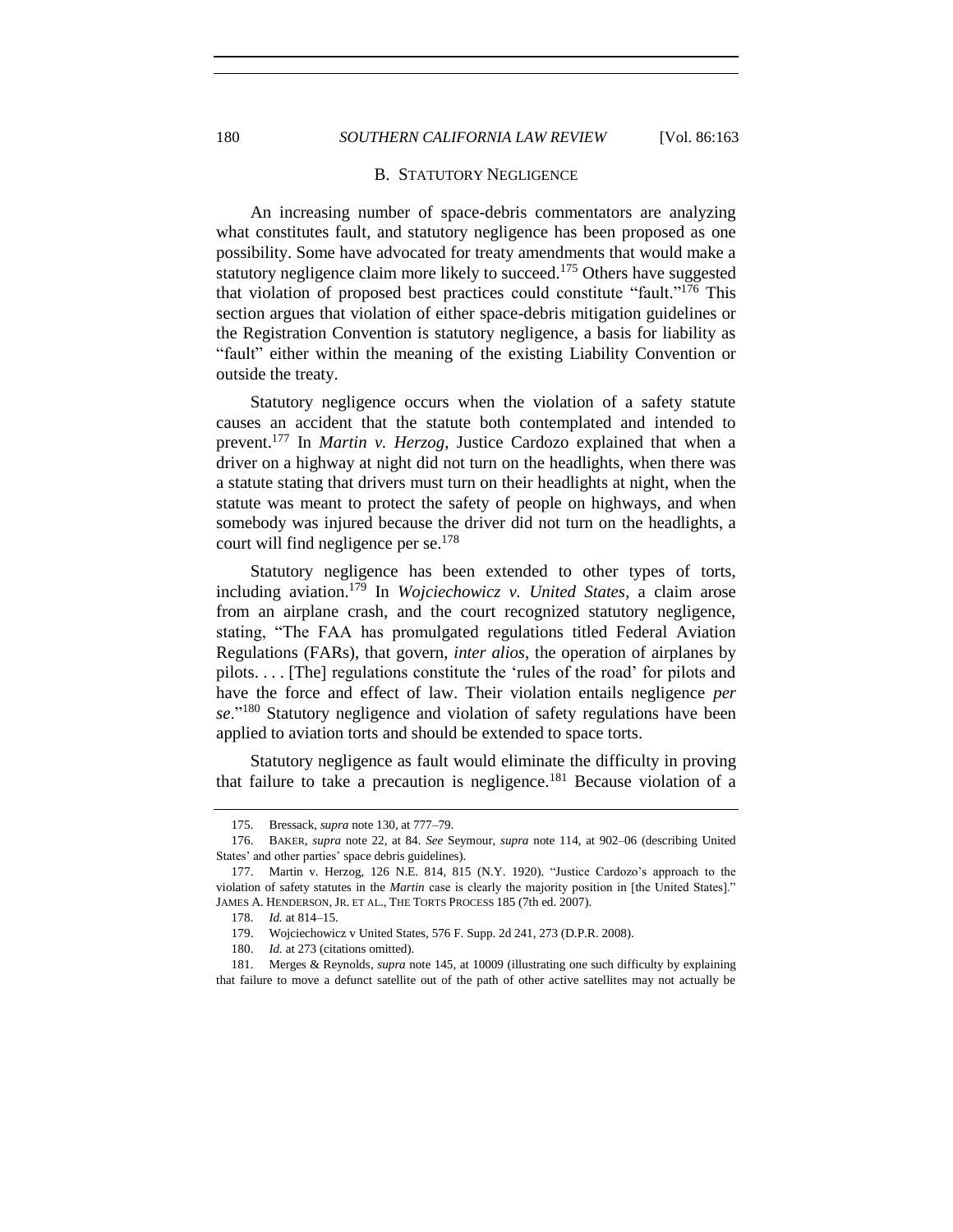## B. STATUTORY NEGLIGENCE

An increasing number of space-debris commentators are analyzing what constitutes fault, and statutory negligence has been proposed as one possibility. Some have advocated for treaty amendments that would make a statutory negligence claim more likely to succeed.[175] Others have suggested that violation of proposed best practices could constitute "fault."[176] This section argues that violation of either space-debris mitigation guidelines or the Registration Convention is statutory negligence, a basis for liability as "fault" either within the meaning of the existing Liability Convention or outside the treaty.

Statutory negligence occurs when the violation of a safety statute causes an accident that the statute both contemplated and intended to prevent.[177] In *Martin v. Herzog*, Justice Cardozo explained that when a driver on a highway at night did not turn on the headlights, when there was a statute stating that drivers must turn on their headlights at night, when the statute was meant to protect the safety of people on highways, and when somebody was injured because the driver did not turn on the headlights, a court will find negligence per se.[178]

Statutory negligence has been extended to other types of torts, including aviation.[179] In *Wojciechowicz v. United States*, a claim arose from an airplane crash, and the court recognized statutory negligence, stating, "The FAA has promulgated regulations titled Federal Aviation Regulations (FARs), that govern, *inter alios*, the operation of airplanes by pilots. . . . [The] regulations constitute the 'rules of the road' for pilots and have the force and effect of law. Their violation entails negligence *per se*."[180] Statutory negligence and violation of safety regulations have been applied to aviation torts and should be extended to space torts.

Statutory negligence as fault would eliminate the difficulty in proving that failure to take a precaution is negligence.[181] Because violation of a

---

175. Bressack, *supra* note 130, at 777–79.

176. BAKER, *supra* note 22, at 84. *See* Seymour, *supra* note 114, at 902–06 (describing United States' and other parties' space debris guidelines).

177. Martin v. Herzog, 126 N.E. 814, 815 (N.Y. 1920). "Justice Cardozo's approach to the violation of safety statutes in the *Martin* case is clearly the majority position in [the United States]." JAMES A. HENDERSON, JR. ET AL., THE TORTS PROCESS 185 (7th ed. 2007).

178. *Id.* at 814–15.

179. Wojciechowicz v United States, 576 F. Supp. 2d 241, 273 (D.P.R. 2008).

180. *Id.* at 273 (citations omitted).

181. Merges & Reynolds, *supra* note 145, at 10009 (illustrating one such difficulty by explaining that failure to move a defunct satellite out of the path of other active satellites may not actually be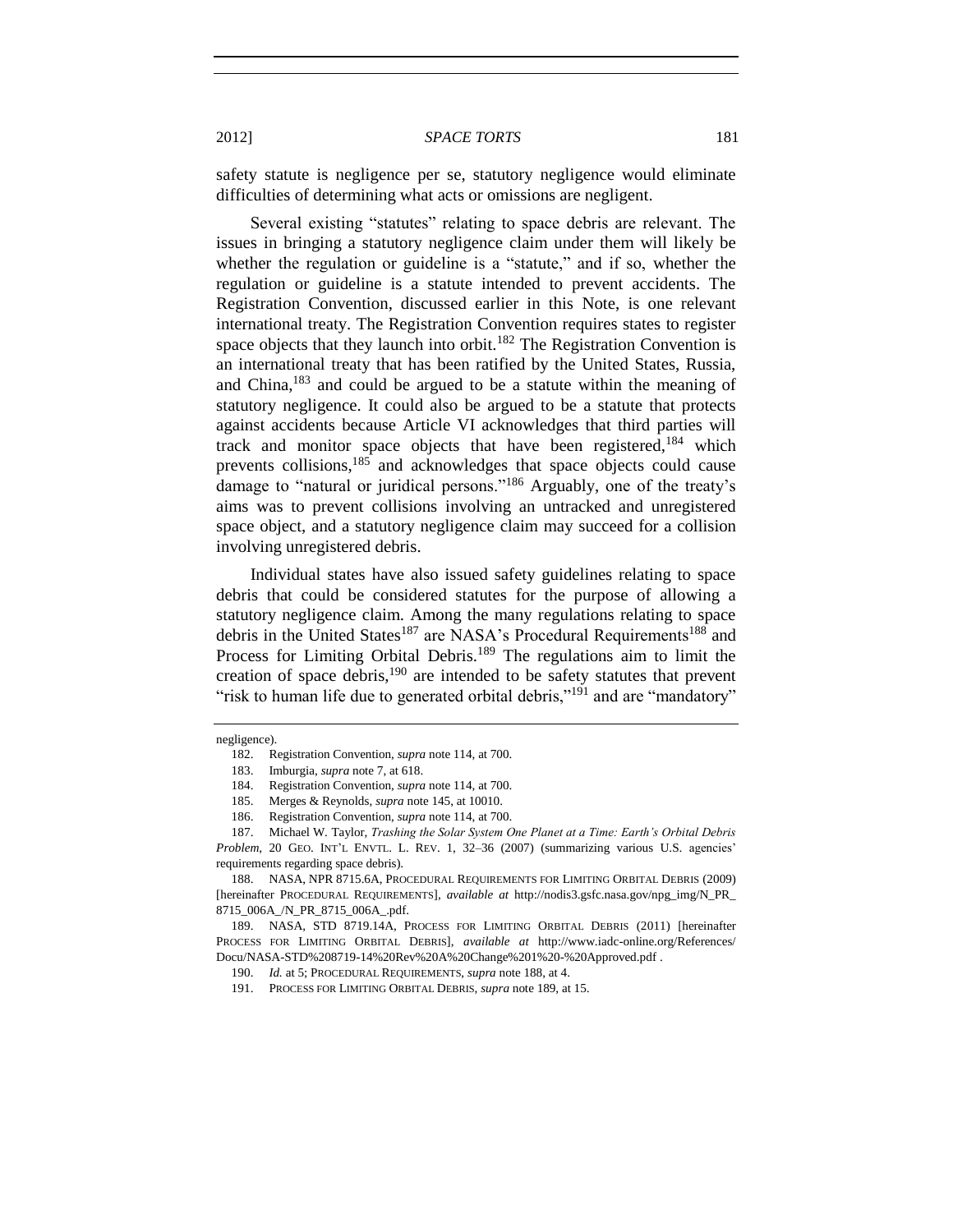safety statute is negligence per se, statutory negligence would eliminate difficulties of determining what acts or omissions are negligent.

Several existing "statutes" relating to space debris are relevant. The issues in bringing a statutory negligence claim under them will likely be whether the regulation or guideline is a "statute," and if so, whether the regulation or guideline is a statute intended to prevent accidents. The Registration Convention, discussed earlier in this Note, is one relevant international treaty. The Registration Convention requires states to register space objects that they launch into orbit.[182] The Registration Convention is an international treaty that has been ratified by the United States, Russia, and China,[183] and could be argued to be a statute within the meaning of statutory negligence. It could also be argued to be a statute that protects against accidents because Article VI acknowledges that third parties will track and monitor space objects that have been registered,[184] which prevents collisions,[185] and acknowledges that space objects could cause damage to "natural or juridical persons."[186] Arguably, one of the treaty's aims was to prevent collisions involving an untracked and unregistered space object, and a statutory negligence claim may succeed for a collision involving unregistered debris.

Individual states have also issued safety guidelines relating to space debris that could be considered statutes for the purpose of allowing a statutory negligence claim. Among the many regulations relating to space debris in the United States[187] are NASA's Procedural Requirements[188] and Process for Limiting Orbital Debris.[189] The regulations aim to limit the creation of space debris,[190] are intended to be safety statutes that prevent "risk to human life due to generated orbital debris,"[191] and are "mandatory"

---

negligence).

182. Registration Convention, *supra* note 114, at 700.

183. Imburgia, *supra* note 7, at 618.

184. Registration Convention, *supra* note 114, at 700.

185. Merges & Reynolds, *supra* note 145, at 10010.

186. Registration Convention, *supra* note 114, at 700.

187. Michael W. Taylor, *Trashing the Solar System One Planet at a Time: Earth's Orbital Debris Problem*, 20 GEO. INT'L ENVTL. L. REV. 1, 32–36 (2007) (summarizing various U.S. agencies' requirements regarding space debris).

188. NASA, NPR 8715.6A, PROCEDURAL REQUIREMENTS FOR LIMITING ORBITAL DEBRIS (2009) [hereinafter PROCEDURAL REQUIREMENTS], *available at* http://nodis3.gsfc.nasa.gov/npg_img/N_PR_8715_006A_/N_PR_8715_006A_.pdf.

189. NASA, STD 8719.14A, PROCESS FOR LIMITING ORBITAL DEBRIS (2011) [hereinafter PROCESS FOR LIMITING ORBITAL DEBRIS], *available at* http://www.iadc-online.org/References/Docu/NASA-STD%208719-14%20Rev%20A%20Change%201%20-%20Approved.pdf .

190. *Id.* at 5; PROCEDURAL REQUIREMENTS, *supra* note 188, at 4.

191. PROCESS FOR LIMITING ORBITAL DEBRIS, *supra* note 189, at 15.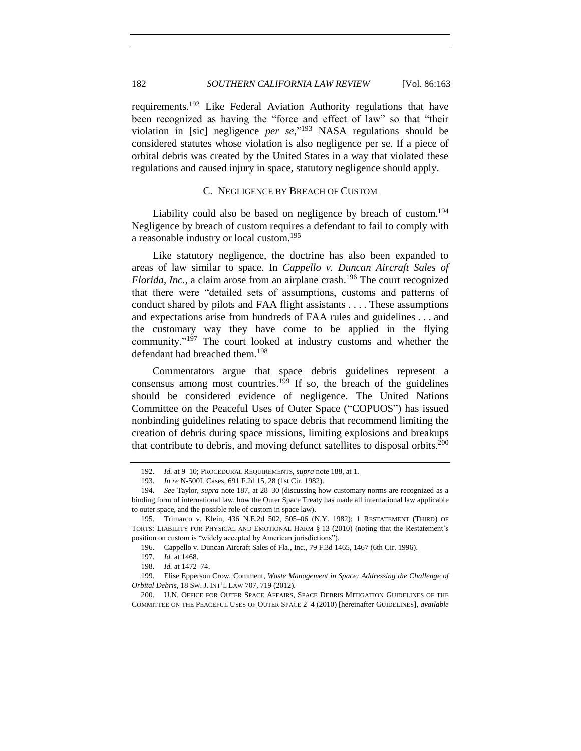requirements.[192] Like Federal Aviation Authority regulations that have been recognized as having the "force and effect of law" so that "their violation in [sic] negligence *per se*,"[193] NASA regulations should be considered statutes whose violation is also negligence per se. If a piece of orbital debris was created by the United States in a way that violated these regulations and caused injury in space, statutory negligence should apply.

### C. NEGLIGENCE BY BREACH OF CUSTOM

Liability could also be based on negligence by breach of custom.[194] Negligence by breach of custom requires a defendant to fail to comply with a reasonable industry or local custom.[195]

Like statutory negligence, the doctrine has also been expanded to areas of law similar to space. In *Cappello v. Duncan Aircraft Sales of Florida, Inc.*, a claim arose from an airplane crash.[196] The court recognized that there were "detailed sets of assumptions, customs and patterns of conduct shared by pilots and FAA flight assistants . . . . These assumptions and expectations arise from hundreds of FAA rules and guidelines . . . and the customary way they have come to be applied in the flying community."[197] The court looked at industry customs and whether the defendant had breached them.[198]

Commentators argue that space debris guidelines represent a consensus among most countries.[199] If so, the breach of the guidelines should be considered evidence of negligence. The United Nations Committee on the Peaceful Uses of Outer Space ("COPUOS") has issued nonbinding guidelines relating to space debris that recommend limiting the creation of debris during space missions, limiting explosions and breakups that contribute to debris, and moving defunct satellites to disposal orbits.[200]

---

192. *Id.* at 9–10; PROCEDURAL REQUIREMENTS, *supra* note 188, at 1.

193. *In re* N-500L Cases, 691 F.2d 15, 28 (1st Cir. 1982).

194. *See* Taylor, *supra* note 187, at 28–30 (discussing how customary norms are recognized as a binding form of international law, how the Outer Space Treaty has made all international law applicable to outer space, and the possible role of custom in space law).

195. Trimarco v. Klein, 436 N.E.2d 502, 505–06 (N.Y. 1982); 1 RESTATEMENT (THIRD) OF TORTS: LIABILITY FOR PHYSICAL AND EMOTIONAL HARM § 13 (2010) (noting that the Restatement's position on custom is "widely accepted by American jurisdictions").

196. Cappello v. Duncan Aircraft Sales of Fla., Inc., 79 F.3d 1465, 1467 (6th Cir. 1996).

197. *Id.* at 1468.

198. *Id.* at 1472–74.

199. Elise Epperson Crow, Comment, *Waste Management in Space: Addressing the Challenge of Orbital Debris*, 18 SW. J. INT'L LAW 707, 719 (2012).

200. U.N. OFFICE FOR OUTER SPACE AFFAIRS, SPACE DEBRIS MITIGATION GUIDELINES OF THE COMMITTEE ON THE PEACEFUL USES OF OUTER SPACE 2–4 (2010) [hereinafter GUIDELINES], *available*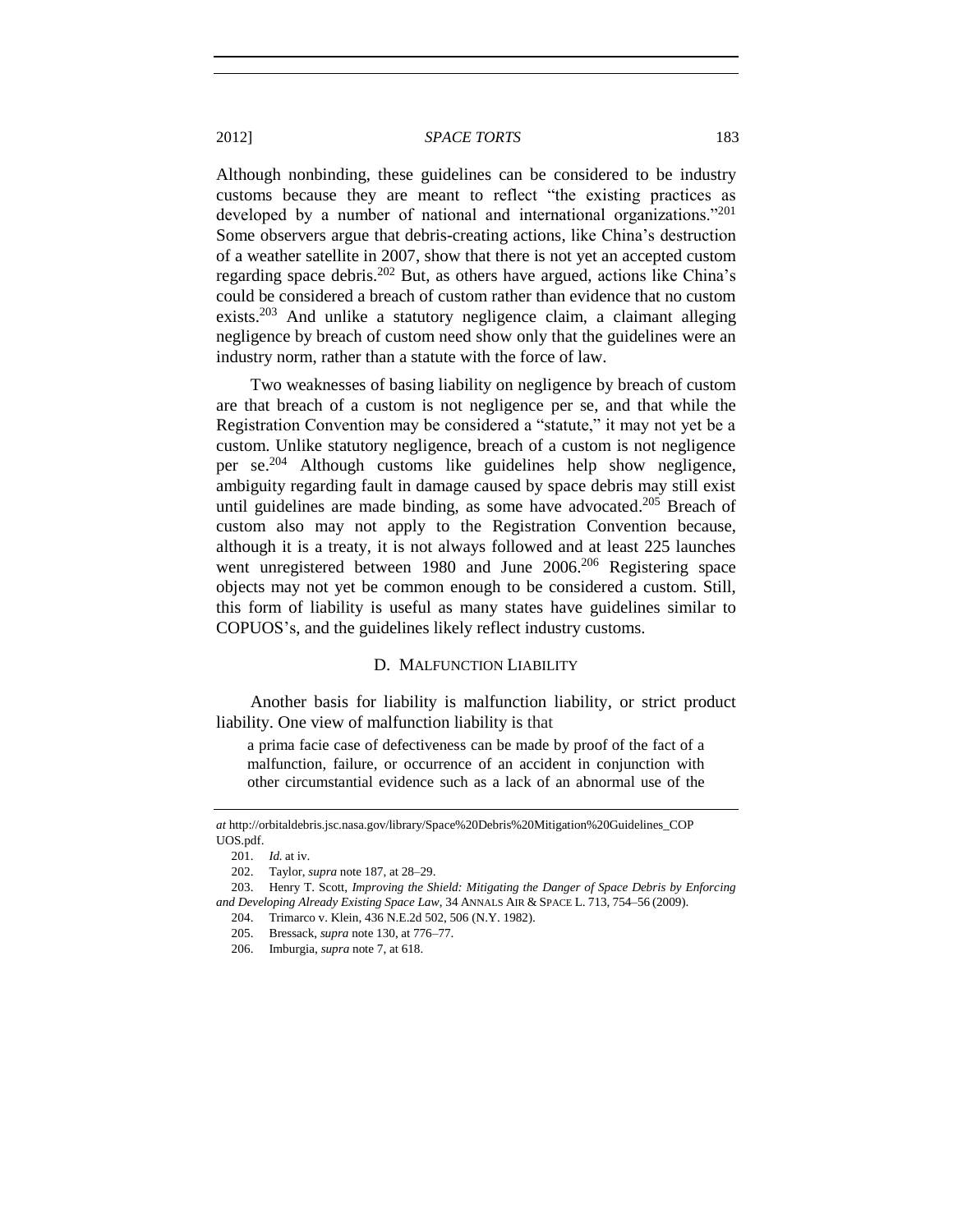Although nonbinding, these guidelines can be considered to be industry customs because they are meant to reflect "the existing practices as developed by a number of national and international organizations."[201] Some observers argue that debris-creating actions, like China's destruction of a weather satellite in 2007, show that there is not yet an accepted custom regarding space debris.[202] But, as others have argued, actions like China's could be considered a breach of custom rather than evidence that no custom exists.[203] And unlike a statutory negligence claim, a claimant alleging negligence by breach of custom need show only that the guidelines were an industry norm, rather than a statute with the force of law.

Two weaknesses of basing liability on negligence by breach of custom are that breach of a custom is not negligence per se, and that while the Registration Convention may be considered a "statute," it may not yet be a custom. Unlike statutory negligence, breach of a custom is not negligence per se.[204] Although customs like guidelines help show negligence, ambiguity regarding fault in damage caused by space debris may still exist until guidelines are made binding, as some have advocated.[205] Breach of custom also may not apply to the Registration Convention because, although it is a treaty, it is not always followed and at least 225 launches went unregistered between 1980 and June 2006.[206] Registering space objects may not yet be common enough to be considered a custom. Still, this form of liability is useful as many states have guidelines similar to COPUOS's, and the guidelines likely reflect industry customs.

### D. Malfunction Liability

Another basis for liability is malfunction liability, or strict product liability. One view of malfunction liability is that

> a prima facie case of defectiveness can be made by proof of the fact of a malfunction, failure, or occurrence of an accident in conjunction with other circumstantial evidence such as a lack of an abnormal use of the

---

*at* http://orbitaldebris.jsc.nasa.gov/library/Space%20Debris%20Mitigation%20Guidelines_COPUOS.pdf.

201. *Id.* at iv.

202. Taylor, *supra* note 187, at 28–29.

203. Henry T. Scott, *Improving the Shield: Mitigating the Danger of Space Debris by Enforcing and Developing Already Existing Space Law*, 34 ANNALS AIR & SPACE L. 713, 754–56 (2009).

204. Trimarco v. Klein, 436 N.E.2d 502, 506 (N.Y. 1982).

205. Bressack, *supra* note 130, at 776–77.

206. Imburgia, *supra* note 7, at 618.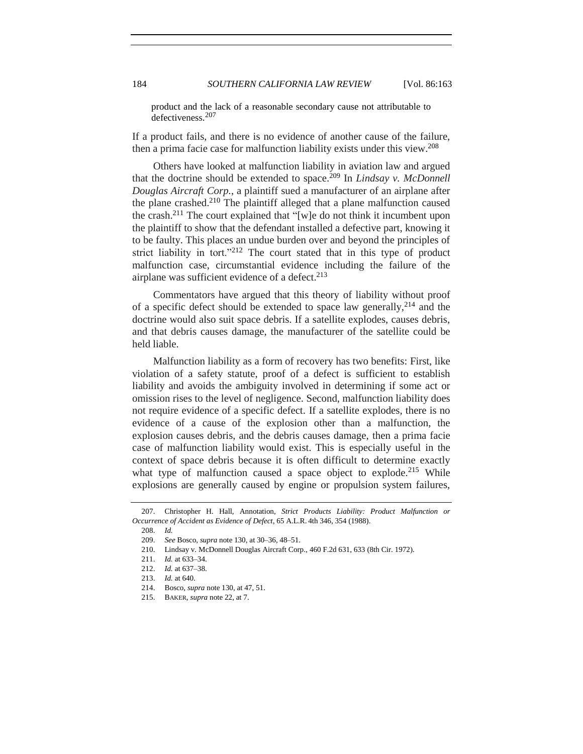product and the lack of a reasonable secondary cause not attributable to defectiveness.[207]

If a product fails, and there is no evidence of another cause of the failure, then a prima facie case for malfunction liability exists under this view.[208]

Others have looked at malfunction liability in aviation law and argued that the doctrine should be extended to space.[209] In *Lindsay v. McDonnell Douglas Aircraft Corp.*, a plaintiff sued a manufacturer of an airplane after the plane crashed.[210] The plaintiff alleged that a plane malfunction caused the crash.[211] The court explained that "[w]e do not think it incumbent upon the plaintiff to show that the defendant installed a defective part, knowing it to be faulty. This places an undue burden over and beyond the principles of strict liability in tort."[212] The court stated that in this type of product malfunction case, circumstantial evidence including the failure of the airplane was sufficient evidence of a defect.[213]

Commentators have argued that this theory of liability without proof of a specific defect should be extended to space law generally,[214] and the doctrine would also suit space debris. If a satellite explodes, causes debris, and that debris causes damage, the manufacturer of the satellite could be held liable.

Malfunction liability as a form of recovery has two benefits: First, like violation of a safety statute, proof of a defect is sufficient to establish liability and avoids the ambiguity involved in determining if some act or omission rises to the level of negligence. Second, malfunction liability does not require evidence of a specific defect. If a satellite explodes, there is no evidence of a cause of the explosion other than a malfunction, the explosion causes debris, and the debris causes damage, then a prima facie case of malfunction liability would exist. This is especially useful in the context of space debris because it is often difficult to determine exactly what type of malfunction caused a space object to explode.[215] While explosions are generally caused by engine or propulsion system failures,

---

207. Christopher H. Hall, Annotation, *Strict Products Liability: Product Malfunction or Occurrence of Accident as Evidence of Defect*, 65 A.L.R. 4th 346, 354 (1988).

208. *Id.*

209. *See* Bosco, *supra* note 130, at 30–36, 48–51.

210. Lindsay v. McDonnell Douglas Aircraft Corp., 460 F.2d 631, 633 (8th Cir. 1972).

211. *Id.* at 633–34.

212. *Id.* at 637–38.

213. *Id.* at 640.

214. Bosco, *supra* note 130, at 47, 51.

215. BAKER, *supra* note 22, at 7.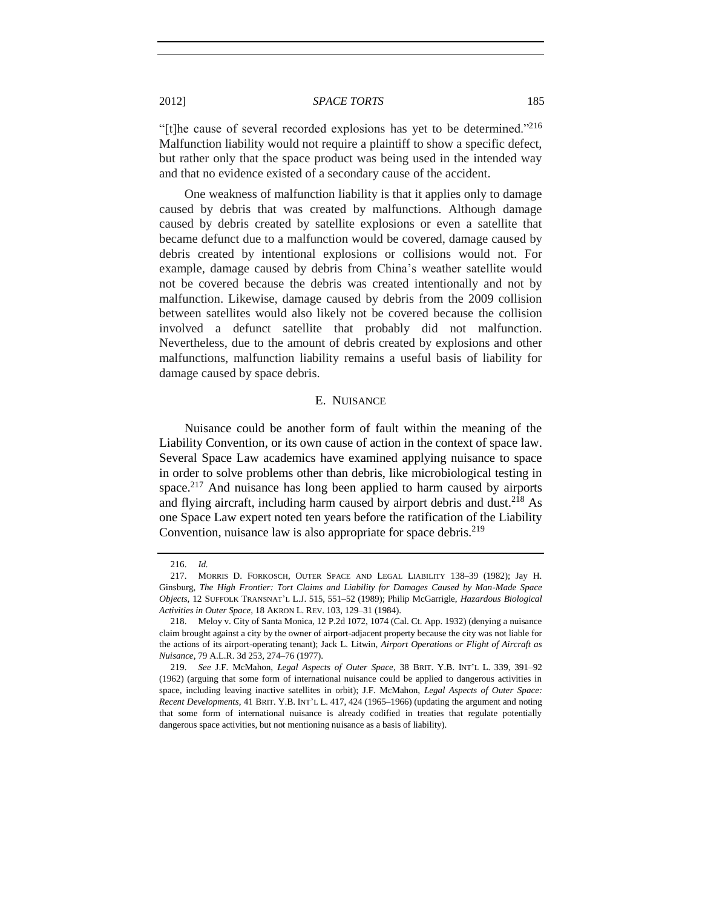"[t]he cause of several recorded explosions has yet to be determined."[216] Malfunction liability would not require a plaintiff to show a specific defect, but rather only that the space product was being used in the intended way and that no evidence existed of a secondary cause of the accident.

One weakness of malfunction liability is that it applies only to damage caused by debris that was created by malfunctions. Although damage caused by debris created by satellite explosions or even a satellite that became defunct due to a malfunction would be covered, damage caused by debris created by intentional explosions or collisions would not. For example, damage caused by debris from China's weather satellite would not be covered because the debris was created intentionally and not by malfunction. Likewise, damage caused by debris from the 2009 collision between satellites would also likely not be covered because the collision involved a defunct satellite that probably did not malfunction. Nevertheless, due to the amount of debris created by explosions and other malfunctions, malfunction liability remains a useful basis of liability for damage caused by space debris.

## E. Nuisance

Nuisance could be another form of fault within the meaning of the Liability Convention, or its own cause of action in the context of space law. Several Space Law academics have examined applying nuisance to space in order to solve problems other than debris, like microbiological testing in space.[217] And nuisance has long been applied to harm caused by airports and flying aircraft, including harm caused by airport debris and dust.[218] As one Space Law expert noted ten years before the ratification of the Liability Convention, nuisance law is also appropriate for space debris.[219]

---

216. *Id.*

217. MORRIS D. FORKOSCH, OUTER SPACE AND LEGAL LIABILITY 138–39 (1982); Jay H. Ginsburg, *The High Frontier: Tort Claims and Liability for Damages Caused by Man-Made Space Objects*, 12 SUFFOLK TRANSNAT'L L.J. 515, 551–52 (1989); Philip McGarrigle, *Hazardous Biological Activities in Outer Space*, 18 AKRON L. REV. 103, 129–31 (1984).

218. Meloy v. City of Santa Monica, 12 P.2d 1072, 1074 (Cal. Ct. App. 1932) (denying a nuisance claim brought against a city by the owner of airport-adjacent property because the city was not liable for the actions of its airport-operating tenant); Jack L. Litwin, *Airport Operations or Flight of Aircraft as Nuisance*, 79 A.L.R. 3d 253, 274–76 (1977).

219. *See* J.F. McMahon, *Legal Aspects of Outer Space*, 38 BRIT. Y.B. INT'L L. 339, 391–92 (1962) (arguing that some form of international nuisance could be applied to dangerous activities in space, including leaving inactive satellites in orbit); J.F. McMahon, *Legal Aspects of Outer Space: Recent Developments*, 41 BRIT. Y.B. INT'L L. 417, 424 (1965–1966) (updating the argument and noting that some form of international nuisance is already codified in treaties that regulate potentially dangerous space activities, but not mentioning nuisance as a basis of liability).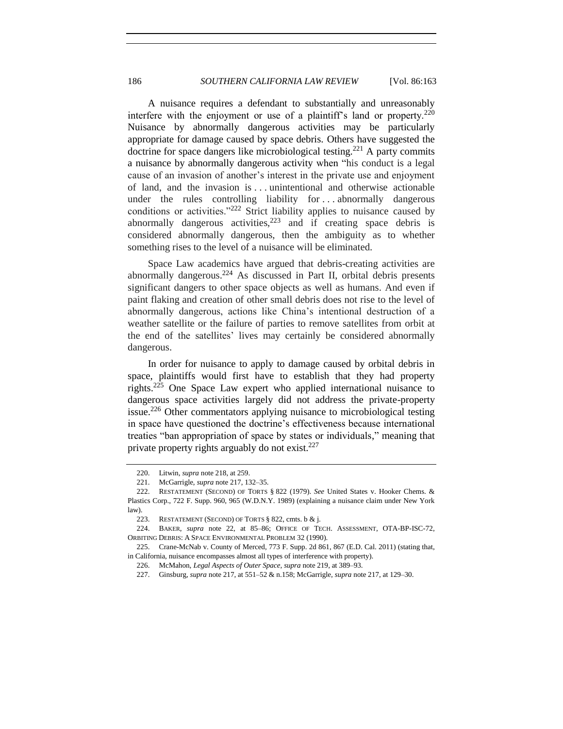A nuisance requires a defendant to substantially and unreasonably interfere with the enjoyment or use of a plaintiff's land or property.[220] Nuisance by abnormally dangerous activities may be particularly appropriate for damage caused by space debris. Others have suggested the doctrine for space dangers like microbiological testing.[221] A party commits a nuisance by abnormally dangerous activity when "his conduct is a legal cause of an invasion of another's interest in the private use and enjoyment of land, and the invasion is . . . unintentional and otherwise actionable under the rules controlling liability for . . . abnormally dangerous conditions or activities."[222] Strict liability applies to nuisance caused by abnormally dangerous activities,[223] and if creating space debris is considered abnormally dangerous, then the ambiguity as to whether something rises to the level of a nuisance will be eliminated.

Space Law academics have argued that debris-creating activities are abnormally dangerous.[224] As discussed in Part II, orbital debris presents significant dangers to other space objects as well as humans. And even if paint flaking and creation of other small debris does not rise to the level of abnormally dangerous, actions like China's intentional destruction of a weather satellite or the failure of parties to remove satellites from orbit at the end of the satellites' lives may certainly be considered abnormally dangerous.

In order for nuisance to apply to damage caused by orbital debris in space, plaintiffs would first have to establish that they had property rights.[225] One Space Law expert who applied international nuisance to dangerous space activities largely did not address the private-property issue.[226] Other commentators applying nuisance to microbiological testing in space have questioned the doctrine's effectiveness because international treaties "ban appropriation of space by states or individuals," meaning that private property rights arguably do not exist.[227]

---

220. Litwin, *supra* note 218, at 259.

221. McGarrigle, *supra* note 217, 132–35.

222. RESTATEMENT (SECOND) OF TORTS § 822 (1979). *See* United States v. Hooker Chems. & Plastics Corp., 722 F. Supp. 960, 965 (W.D.N.Y. 1989) (explaining a nuisance claim under New York law).

223. RESTATEMENT (SECOND) OF TORTS § 822, cmts. b & j.

224. BAKER, *supra* note 22, at 85–86; OFFICE OF TECH. ASSESSMENT, OTA-BP-ISC-72, ORBITING DEBRIS: A SPACE ENVIRONMENTAL PROBLEM 32 (1990).

225. Crane-McNab v. County of Merced, 773 F. Supp. 2d 861, 867 (E.D. Cal. 2011) (stating that, in California, nuisance encompasses almost all types of interference with property).

226. McMahon, *Legal Aspects of Outer Space*, *supra* note 219, at 389–93.

227. Ginsburg, *supra* note 217, at 551–52 & n.158; McGarrigle, *supra* note 217, at 129–30.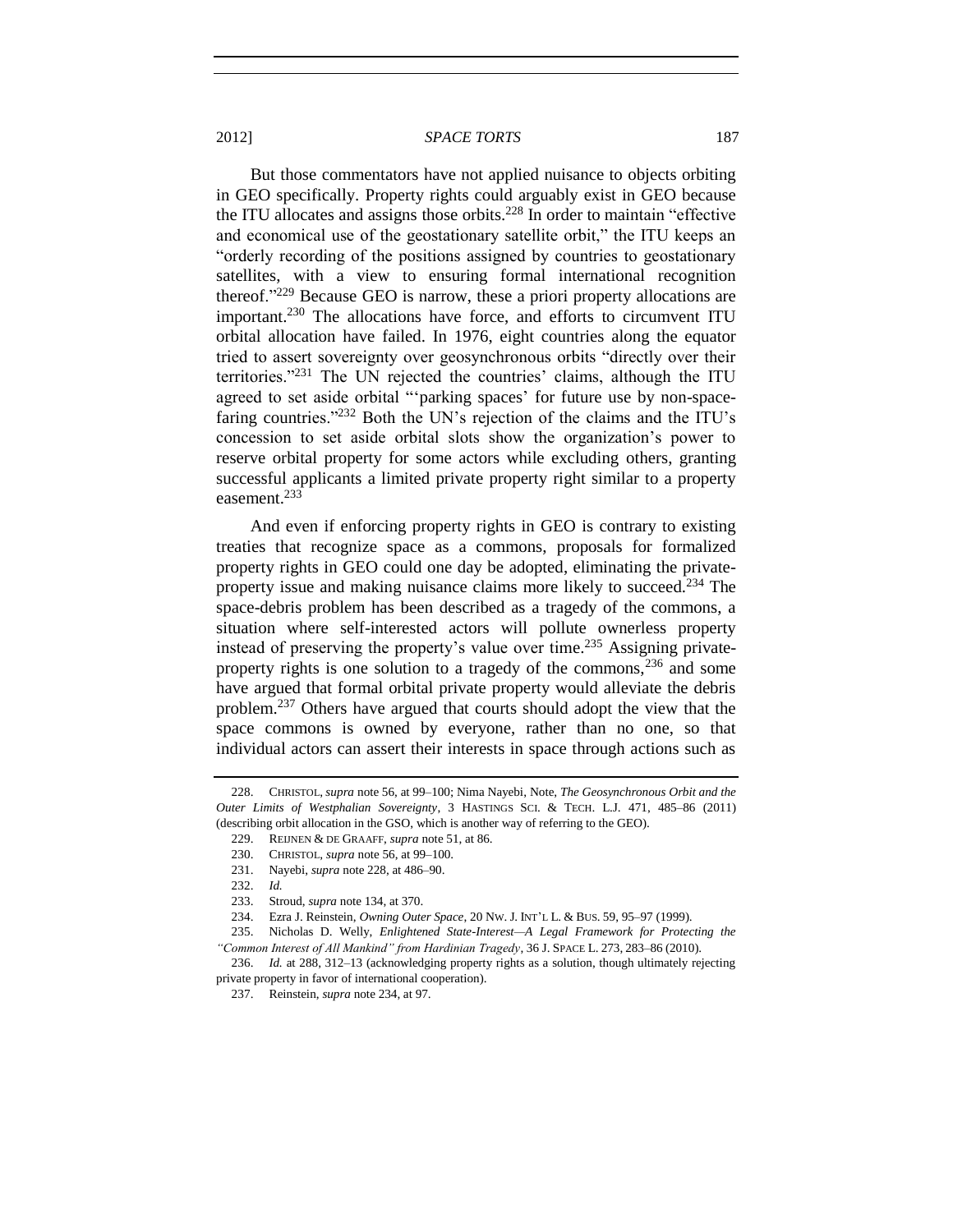But those commentators have not applied nuisance to objects orbiting in GEO specifically. Property rights could arguably exist in GEO because the ITU allocates and assigns those orbits.[228] In order to maintain "effective and economical use of the geostationary satellite orbit," the ITU keeps an "orderly recording of the positions assigned by countries to geostationary satellites, with a view to ensuring formal international recognition thereof."[229] Because GEO is narrow, these a priori property allocations are important.[230] The allocations have force, and efforts to circumvent ITU orbital allocation have failed. In 1976, eight countries along the equator tried to assert sovereignty over geosynchronous orbits "directly over their territories."[231] The UN rejected the countries' claims, although the ITU agreed to set aside orbital "'parking spaces' for future use by non-space-faring countries."[232] Both the UN's rejection of the claims and the ITU's concession to set aside orbital slots show the organization's power to reserve orbital property for some actors while excluding others, granting successful applicants a limited private property right similar to a property easement.[233]

And even if enforcing property rights in GEO is contrary to existing treaties that recognize space as a commons, proposals for formalized property rights in GEO could one day be adopted, eliminating the private-property issue and making nuisance claims more likely to succeed.[234] The space-debris problem has been described as a tragedy of the commons, a situation where self-interested actors will pollute ownerless property instead of preserving the property's value over time.[235] Assigning private-property rights is one solution to a tragedy of the commons,[236] and some have argued that formal orbital private property would alleviate the debris problem.[237] Others have argued that courts should adopt the view that the space commons is owned by everyone, rather than no one, so that individual actors can assert their interests in space through actions such as

---

228. CHRISTOL, *supra* note 56, at 99–100; Nima Nayebi, Note, *The Geosynchronous Orbit and the Outer Limits of Westphalian Sovereignty*, 3 HASTINGS SCI. & TECH. L.J. 471, 485–86 (2011) (describing orbit allocation in the GSO, which is another way of referring to the GEO).

229. REIJNEN & DE GRAAFF, *supra* note 51, at 86.

230. CHRISTOL, *supra* note 56, at 99–100.

231. Nayebi, *supra* note 228, at 486–90.

232. *Id.*

233. Stroud, *supra* note 134, at 370.

234. Ezra J. Reinstein, *Owning Outer Space*, 20 NW. J. INT'L L. & BUS. 59, 95–97 (1999).

235. Nicholas D. Welly, *Enlightened State-Interest—A Legal Framework for Protecting the "Common Interest of All Mankind" from Hardinian Tragedy*, 36 J. SPACE L. 273, 283–86 (2010).

236. *Id.* at 288, 312–13 (acknowledging property rights as a solution, though ultimately rejecting private property in favor of international cooperation).

237. Reinstein, *supra* note 234, at 97.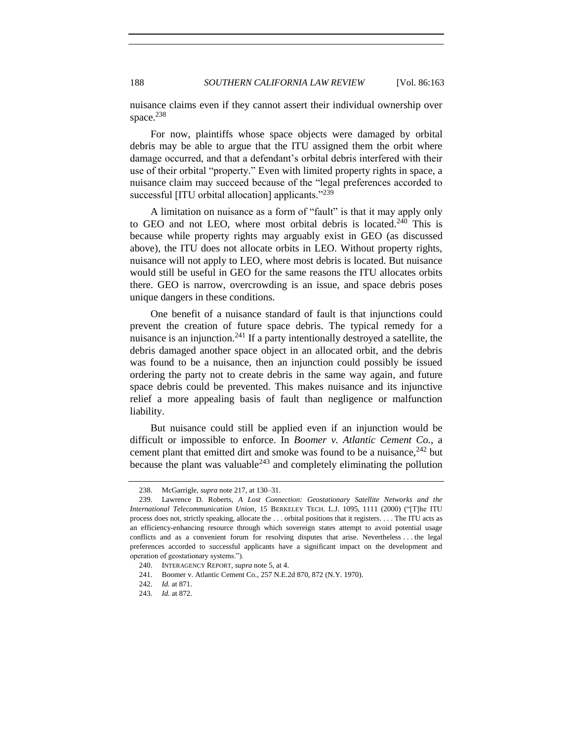nuisance claims even if they cannot assert their individual ownership over space.[238]

For now, plaintiffs whose space objects were damaged by orbital debris may be able to argue that the ITU assigned them the orbit where damage occurred, and that a defendant's orbital debris interfered with their use of their orbital "property." Even with limited property rights in space, a nuisance claim may succeed because of the "legal preferences accorded to successful [ITU orbital allocation] applicants."[239]

A limitation on nuisance as a form of "fault" is that it may apply only to GEO and not LEO, where most orbital debris is located.[240] This is because while property rights may arguably exist in GEO (as discussed above), the ITU does not allocate orbits in LEO. Without property rights, nuisance will not apply to LEO, where most debris is located. But nuisance would still be useful in GEO for the same reasons the ITU allocates orbits there. GEO is narrow, overcrowding is an issue, and space debris poses unique dangers in these conditions.

One benefit of a nuisance standard of fault is that injunctions could prevent the creation of future space debris. The typical remedy for a nuisance is an injunction.[241] If a party intentionally destroyed a satellite, the debris damaged another space object in an allocated orbit, and the debris was found to be a nuisance, then an injunction could possibly be issued ordering the party not to create debris in the same way again, and future space debris could be prevented. This makes nuisance and its injunctive relief a more appealing basis of fault than negligence or malfunction liability.

But nuisance could still be applied even if an injunction would be difficult or impossible to enforce. In *Boomer v. Atlantic Cement Co.*, a cement plant that emitted dirt and smoke was found to be a nuisance,[242] but because the plant was valuable[243] and completely eliminating the pollution

---

238. McGarrigle, *supra* note 217, at 130–31.

239. Lawrence D. Roberts, *A Lost Connection: Geostationary Satellite Networks and the International Telecommunication Union*, 15 BERKELEY TECH. L.J. 1095, 1111 (2000) ("[T]he ITU process does not, strictly speaking, allocate the . . . orbital positions that it registers. . . . The ITU acts as an efficiency-enhancing resource through which sovereign states attempt to avoid potential usage conflicts and as a convenient forum for resolving disputes that arise. Nevertheless . . . the legal preferences accorded to successful applicants have a significant impact on the development and operation of geostationary systems.").

240. INTERAGENCY REPORT, *supra* note 5, at 4.

241. Boomer v. Atlantic Cement Co., 257 N.E.2d 870, 872 (N.Y. 1970).

242. *Id.* at 871.

243. *Id.* at 872.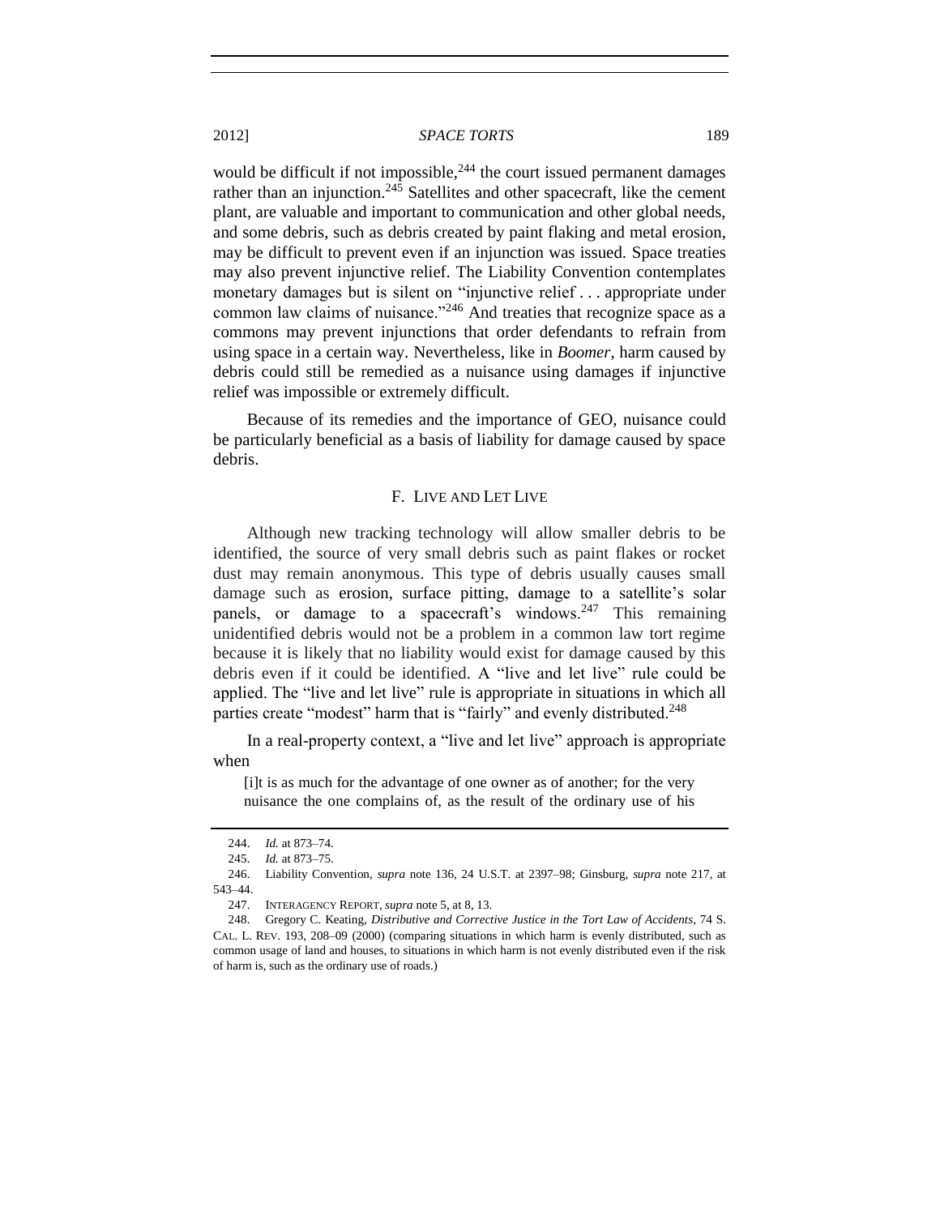would be difficult if not impossible,[244] the court issued permanent damages rather than an injunction.[245] Satellites and other spacecraft, like the cement plant, are valuable and important to communication and other global needs, and some debris, such as debris created by paint flaking and metal erosion, may be difficult to prevent even if an injunction was issued. Space treaties may also prevent injunctive relief. The Liability Convention contemplates monetary damages but is silent on "injunctive relief . . . appropriate under common law claims of nuisance."[246] And treaties that recognize space as a commons may prevent injunctions that order defendants to refrain from using space in a certain way. Nevertheless, like in *Boomer*, harm caused by debris could still be remedied as a nuisance using damages if injunctive relief was impossible or extremely difficult.

Because of its remedies and the importance of GEO, nuisance could be particularly beneficial as a basis of liability for damage caused by space debris.

### F. LIVE AND LET LIVE

Although new tracking technology will allow smaller debris to be identified, the source of very small debris such as paint flakes or rocket dust may remain anonymous. This type of debris usually causes small damage such as erosion, surface pitting, damage to a satellite's solar panels, or damage to a spacecraft's windows.[247] This remaining unidentified debris would not be a problem in a common law tort regime because it is likely that no liability would exist for damage caused by this debris even if it could be identified. A "live and let live" rule could be applied. The "live and let live" rule is appropriate in situations in which all parties create "modest" harm that is "fairly" and evenly distributed.[248]

In a real-property context, a "live and let live" approach is appropriate when

> [i]t is as much for the advantage of one owner as of another; for the very nuisance the one complains of, as the result of the ordinary use of his

---

244. *Id.* at 873–74.

245. *Id.* at 873–75.

246. Liability Convention, *supra* note 136, 24 U.S.T. at 2397–98; Ginsburg, *supra* note 217, at 543–44.

247. INTERAGENCY REPORT, *supra* note 5, at 8, 13.

248. Gregory C. Keating, *Distributive and Corrective Justice in the Tort Law of Accidents*, 74 S. CAL. L. REV. 193, 208–09 (2000) (comparing situations in which harm is evenly distributed, such as common usage of land and houses, to situations in which harm is not evenly distributed even if the risk of harm is, such as the ordinary use of roads.)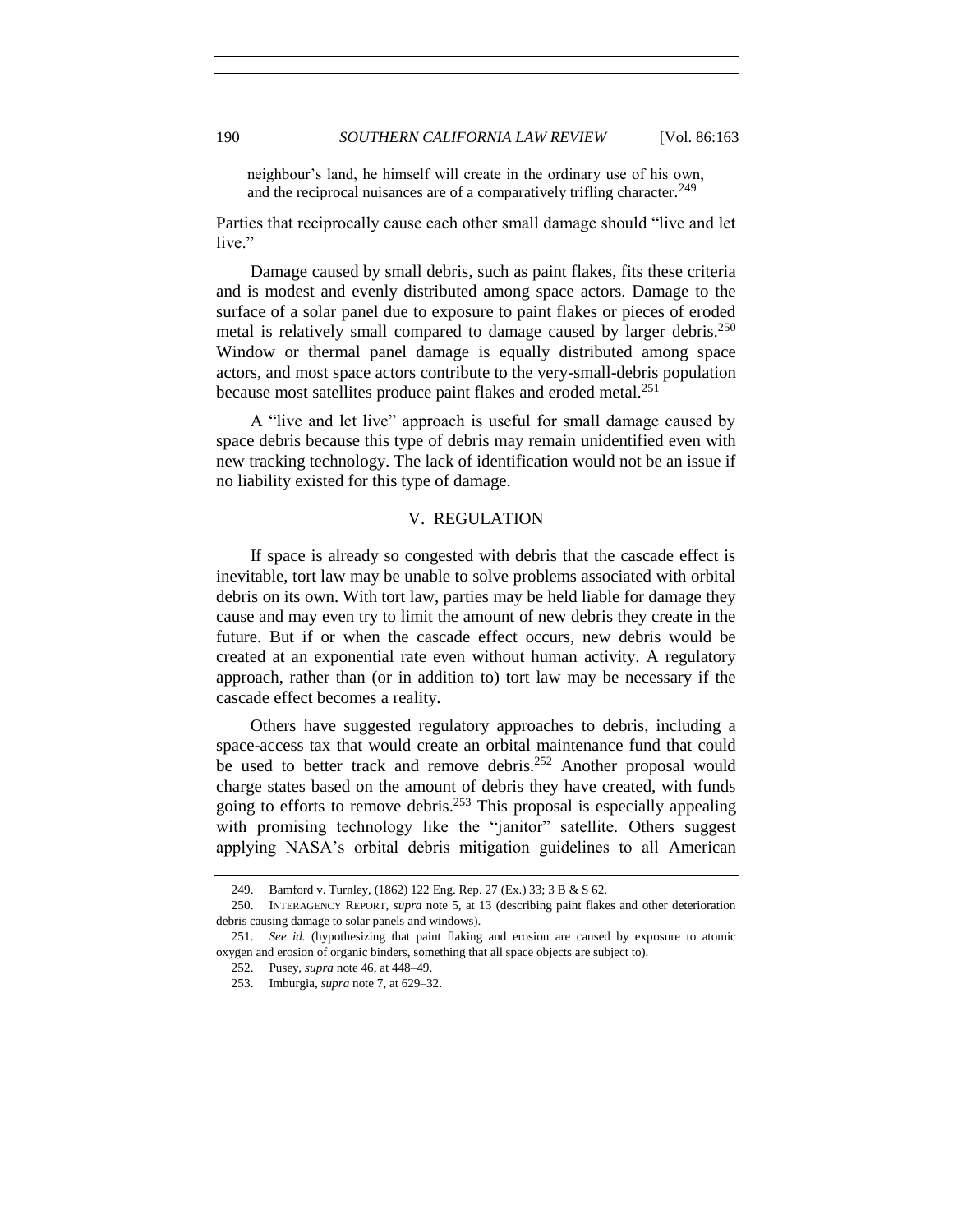> neighbour's land, he himself will create in the ordinary use of his own, and the reciprocal nuisances are of a comparatively trifling character.[249]

Parties that reciprocally cause each other small damage should "live and let live."

Damage caused by small debris, such as paint flakes, fits these criteria and is modest and evenly distributed among space actors. Damage to the surface of a solar panel due to exposure to paint flakes or pieces of eroded metal is relatively small compared to damage caused by larger debris.[250] Window or thermal panel damage is equally distributed among space actors, and most space actors contribute to the very-small-debris population because most satellites produce paint flakes and eroded metal.[251]

A "live and let live" approach is useful for small damage caused by space debris because this type of debris may remain unidentified even with new tracking technology. The lack of identification would not be an issue if no liability existed for this type of damage.

## V. REGULATION

If space is already so congested with debris that the cascade effect is inevitable, tort law may be unable to solve problems associated with orbital debris on its own. With tort law, parties may be held liable for damage they cause and may even try to limit the amount of new debris they create in the future. But if or when the cascade effect occurs, new debris would be created at an exponential rate even without human activity. A regulatory approach, rather than (or in addition to) tort law may be necessary if the cascade effect becomes a reality.

Others have suggested regulatory approaches to debris, including a space-access tax that would create an orbital maintenance fund that could be used to better track and remove debris.[252] Another proposal would charge states based on the amount of debris they have created, with funds going to efforts to remove debris.[253] This proposal is especially appealing with promising technology like the "janitor" satellite. Others suggest applying NASA's orbital debris mitigation guidelines to all American

---

249. Bamford v. Turnley, (1862) 122 Eng. Rep. 27 (Ex.) 33; 3 B & S 62.

250. INTERAGENCY REPORT, *supra* note 5, at 13 (describing paint flakes and other deterioration debris causing damage to solar panels and windows).

251. *See id.* (hypothesizing that paint flaking and erosion are caused by exposure to atomic oxygen and erosion of organic binders, something that all space objects are subject to).

252. Pusey, *supra* note 46, at 448–49.

253. Imburgia, *supra* note 7, at 629–32.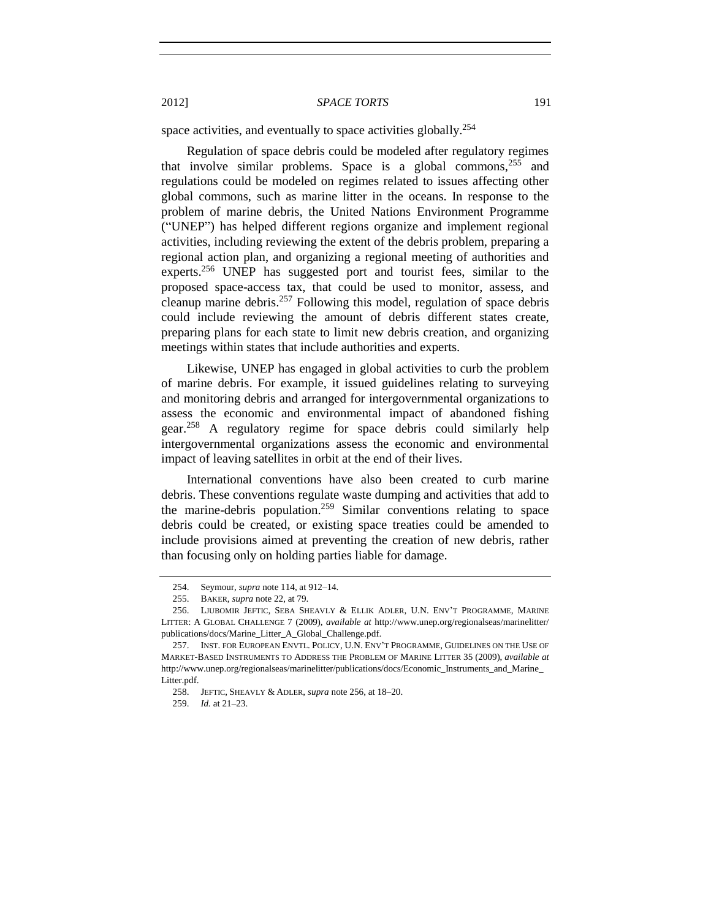space activities, and eventually to space activities globally.[254]

Regulation of space debris could be modeled after regulatory regimes that involve similar problems. Space is a global commons,[255] and regulations could be modeled on regimes related to issues affecting other global commons, such as marine litter in the oceans. In response to the problem of marine debris, the United Nations Environment Programme ("UNEP") has helped different regions organize and implement regional activities, including reviewing the extent of the debris problem, preparing a regional action plan, and organizing a regional meeting of authorities and experts.[256] UNEP has suggested port and tourist fees, similar to the proposed space-access tax, that could be used to monitor, assess, and cleanup marine debris.[257] Following this model, regulation of space debris could include reviewing the amount of debris different states create, preparing plans for each state to limit new debris creation, and organizing meetings within states that include authorities and experts.

Likewise, UNEP has engaged in global activities to curb the problem of marine debris. For example, it issued guidelines relating to surveying and monitoring debris and arranged for intergovernmental organizations to assess the economic and environmental impact of abandoned fishing gear.[258] A regulatory regime for space debris could similarly help intergovernmental organizations assess the economic and environmental impact of leaving satellites in orbit at the end of their lives.

International conventions have also been created to curb marine debris. These conventions regulate waste dumping and activities that add to the marine-debris population.[259] Similar conventions relating to space debris could be created, or existing space treaties could be amended to include provisions aimed at preventing the creation of new debris, rather than focusing only on holding parties liable for damage.

---

254. Seymour, *supra* note 114, at 912–14.

255. BAKER, *supra* note 22, at 79.

256. LJUBOMIR JEFTIC, SEBA SHEAVLY & ELLIK ADLER, U.N. ENV'T PROGRAMME, MARINE LITTER: A GLOBAL CHALLENGE 7 (2009), *available at* http://www.unep.org/regionalseas/marinelitter/publications/docs/Marine_Litter_A_Global_Challenge.pdf.

257. INST. FOR EUROPEAN ENVTL. POLICY, U.N. ENV'T PROGRAMME, GUIDELINES ON THE USE OF MARKET-BASED INSTRUMENTS TO ADDRESS THE PROBLEM OF MARINE LITTER 35 (2009), *available at* http://www.unep.org/regionalseas/marinelitter/publications/docs/Economic_Instruments_and_Marine_Litter.pdf.

258. JEFTIC, SHEAVLY & ADLER, *supra* note 256, at 18–20.

259. *Id.* at 21–23.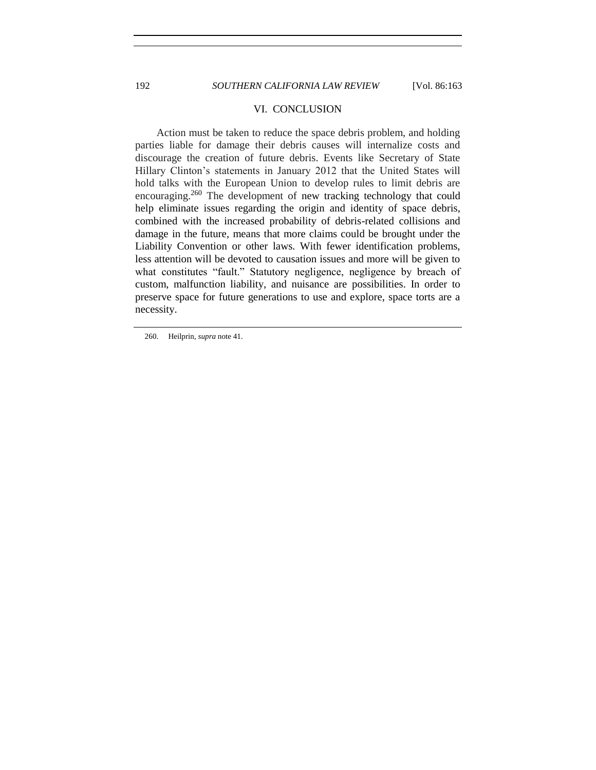## VI. CONCLUSION

Action must be taken to reduce the space debris problem, and holding parties liable for damage their debris causes will internalize costs and discourage the creation of future debris. Events like Secretary of State Hillary Clinton's statements in January 2012 that the United States will hold talks with the European Union to develop rules to limit debris are encouraging.[260] The development of new tracking technology that could help eliminate issues regarding the origin and identity of space debris, combined with the increased probability of debris-related collisions and damage in the future, means that more claims could be brought under the Liability Convention or other laws. With fewer identification problems, less attention will be devoted to causation issues and more will be given to what constitutes "fault." Statutory negligence, negligence by breach of custom, malfunction liability, and nuisance are possibilities. In order to preserve space for future generations to use and explore, space torts are a necessity.

---

260. Heilprin, *supra* note 41.